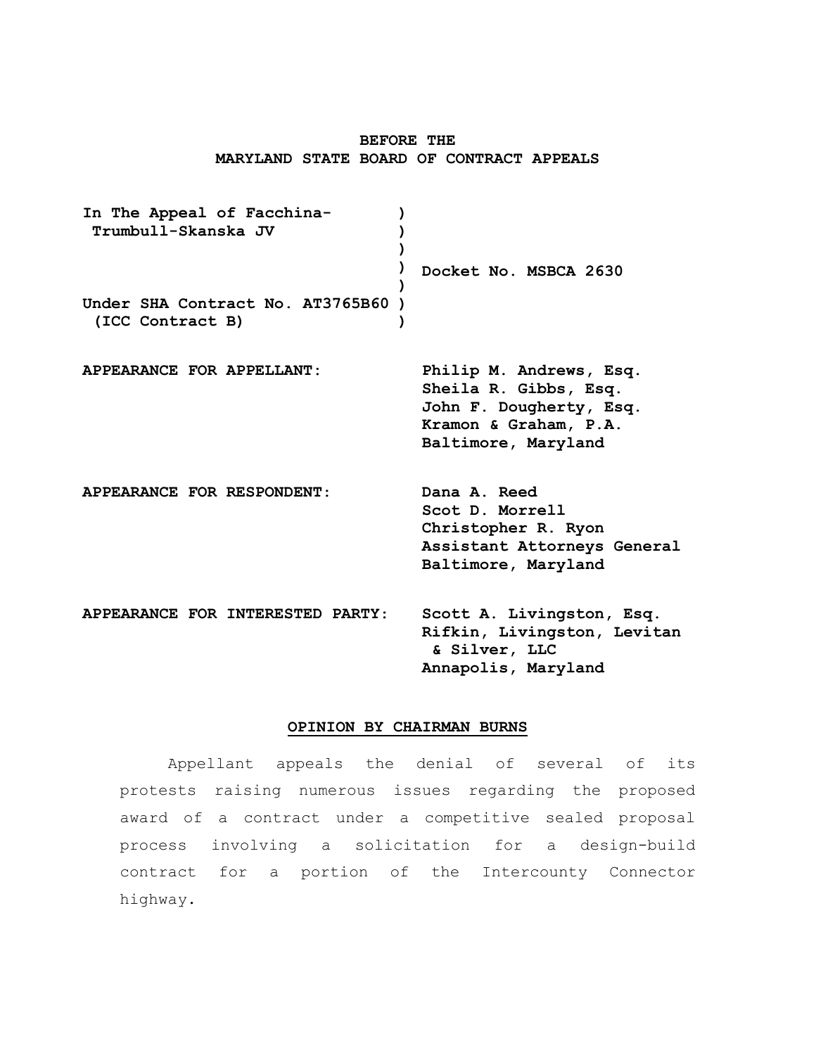**BEFORE THE**
**MARYLAND STATE BOARD OF CONTRACT APPEALS**

| | | |
|---|---|---|
| **In The Appeal of Facchina-Trumbull-Skanska JV** | ) | |
| | ) | **Docket No. MSBCA 2630** |
| **Under SHA Contract No. AT3765B60 (ICC Contract B)** | ) | |

**APPEARANCE FOR APPELLANT:**
**Philip M. Andrews, Esq.**
**Sheila R. Gibbs, Esq.**
**John F. Dougherty, Esq.**
**Kramon & Graham, P.A.**
**Baltimore, Maryland**

**APPEARANCE FOR RESPONDENT:**
**Dana A. Reed**
**Scot D. Morrell**
**Christopher R. Ryon**
**Assistant Attorneys General**
**Baltimore, Maryland**

**APPEARANCE FOR INTERESTED PARTY:**
**Scott A. Livingston, Esq.**
**Rifkin, Livingston, Levitan & Silver, LLC**
**Annapolis, Maryland**

**OPINION BY CHAIRMAN BURNS**

Appellant appeals the denial of several of its protests raising numerous issues regarding the proposed award of a contract under a competitive sealed proposal process involving a solicitation for a design-build contract for a portion of the Intercounty Connector highway.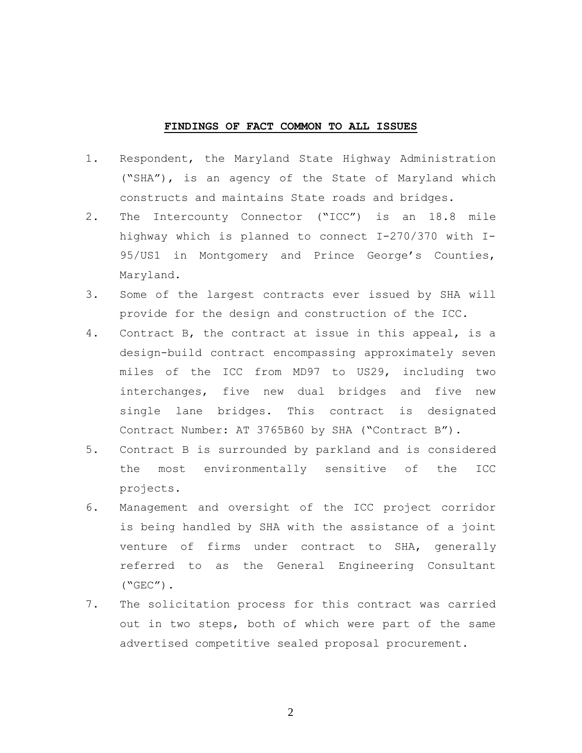## FINDINGS OF FACT COMMON TO ALL ISSUES

1. Respondent, the Maryland State Highway Administration ("SHA"), is an agency of the State of Maryland which constructs and maintains State roads and bridges.
2. The Intercounty Connector ("ICC") is an 18.8 mile highway which is planned to connect I-270/370 with I-95/US1 in Montgomery and Prince George's Counties, Maryland.
3. Some of the largest contracts ever issued by SHA will provide for the design and construction of the ICC.
4. Contract B, the contract at issue in this appeal, is a design-build contract encompassing approximately seven miles of the ICC from MD97 to US29, including two interchanges, five new dual bridges and five new single lane bridges. This contract is designated Contract Number: AT 3765B60 by SHA ("Contract B").
5. Contract B is surrounded by parkland and is considered the most environmentally sensitive of the ICC projects.
6. Management and oversight of the ICC project corridor is being handled by SHA with the assistance of a joint venture of firms under contract to SHA, generally referred to as the General Engineering Consultant ("GEC").
7. The solicitation process for this contract was carried out in two steps, both of which were part of the same advertised competitive sealed proposal procurement.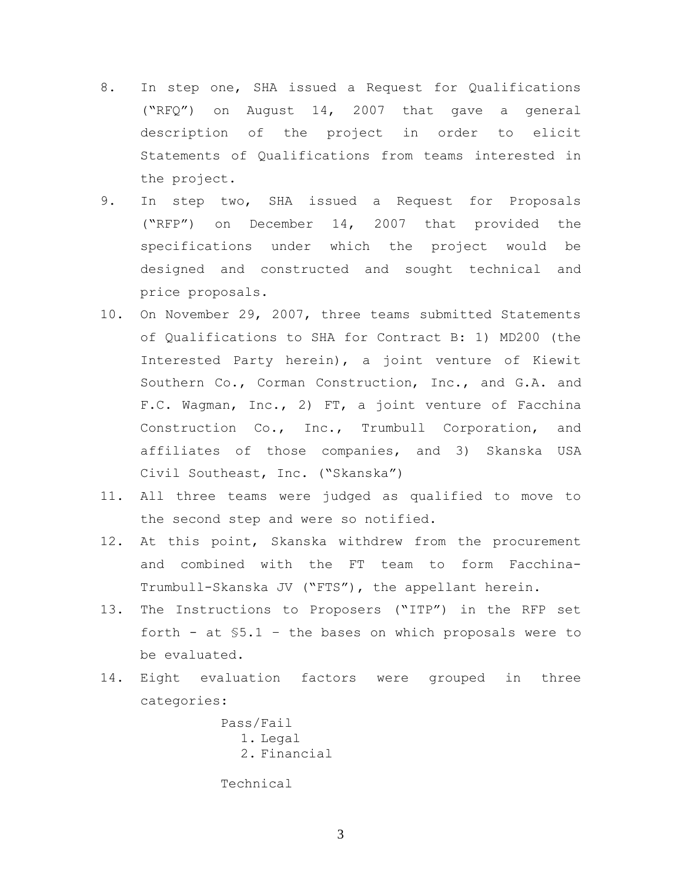8. In step one, SHA issued a Request for Qualifications ("RFQ") on August 14, 2007 that gave a general description of the project in order to elicit Statements of Qualifications from teams interested in the project.
9. In step two, SHA issued a Request for Proposals ("RFP") on December 14, 2007 that provided the specifications under which the project would be designed and constructed and sought technical and price proposals.
10. On November 29, 2007, three teams submitted Statements of Qualifications to SHA for Contract B: 1) MD200 (the Interested Party herein), a joint venture of Kiewit Southern Co., Corman Construction, Inc., and G.A. and F.C. Wagman, Inc., 2) FT, a joint venture of Facchina Construction Co., Inc., Trumbull Corporation, and affiliates of those companies, and 3) Skanska USA Civil Southeast, Inc. ("Skanska")
11. All three teams were judged as qualified to move to the second step and were so notified.
12. At this point, Skanska withdrew from the procurement and combined with the FT team to form Facchina-Trumbull-Skanska JV ("FTS"), the appellant herein.
13. The Instructions to Proposers ("ITP") in the RFP set forth - at §5.1 – the bases on which proposals were to be evaluated.
14. Eight evaluation factors were grouped in three categories:

    Pass/Fail
    1. Legal
    2. Financial

    Technical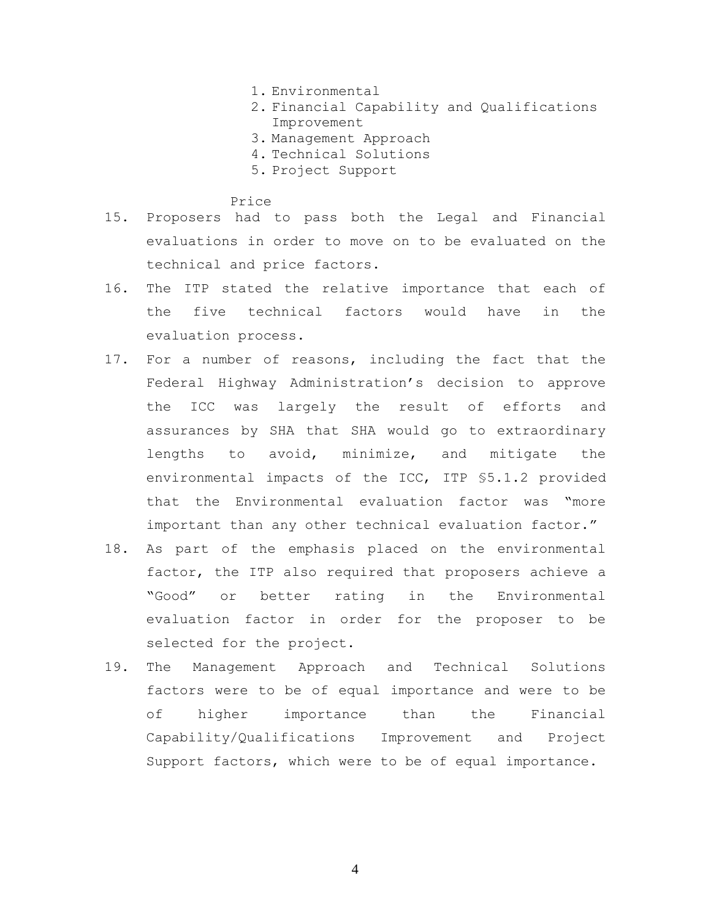1. Environmental
2. Financial Capability and Qualifications Improvement
3. Management Approach
4. Technical Solutions
5. Project Support

Price

15. Proposers had to pass both the Legal and Financial evaluations in order to move on to be evaluated on the technical and price factors.
16. The ITP stated the relative importance that each of the five technical factors would have in the evaluation process.
17. For a number of reasons, including the fact that the Federal Highway Administration's decision to approve the ICC was largely the result of efforts and assurances by SHA that SHA would go to extraordinary lengths to avoid, minimize, and mitigate the environmental impacts of the ICC, ITP §5.1.2 provided that the Environmental evaluation factor was "more important than any other technical evaluation factor."
18. As part of the emphasis placed on the environmental factor, the ITP also required that proposers achieve a "Good" or better rating in the Environmental evaluation factor in order for the proposer to be selected for the project.
19. The Management Approach and Technical Solutions factors were to be of equal importance and were to be of higher importance than the Financial Capability/Qualifications Improvement and Project Support factors, which were to be of equal importance.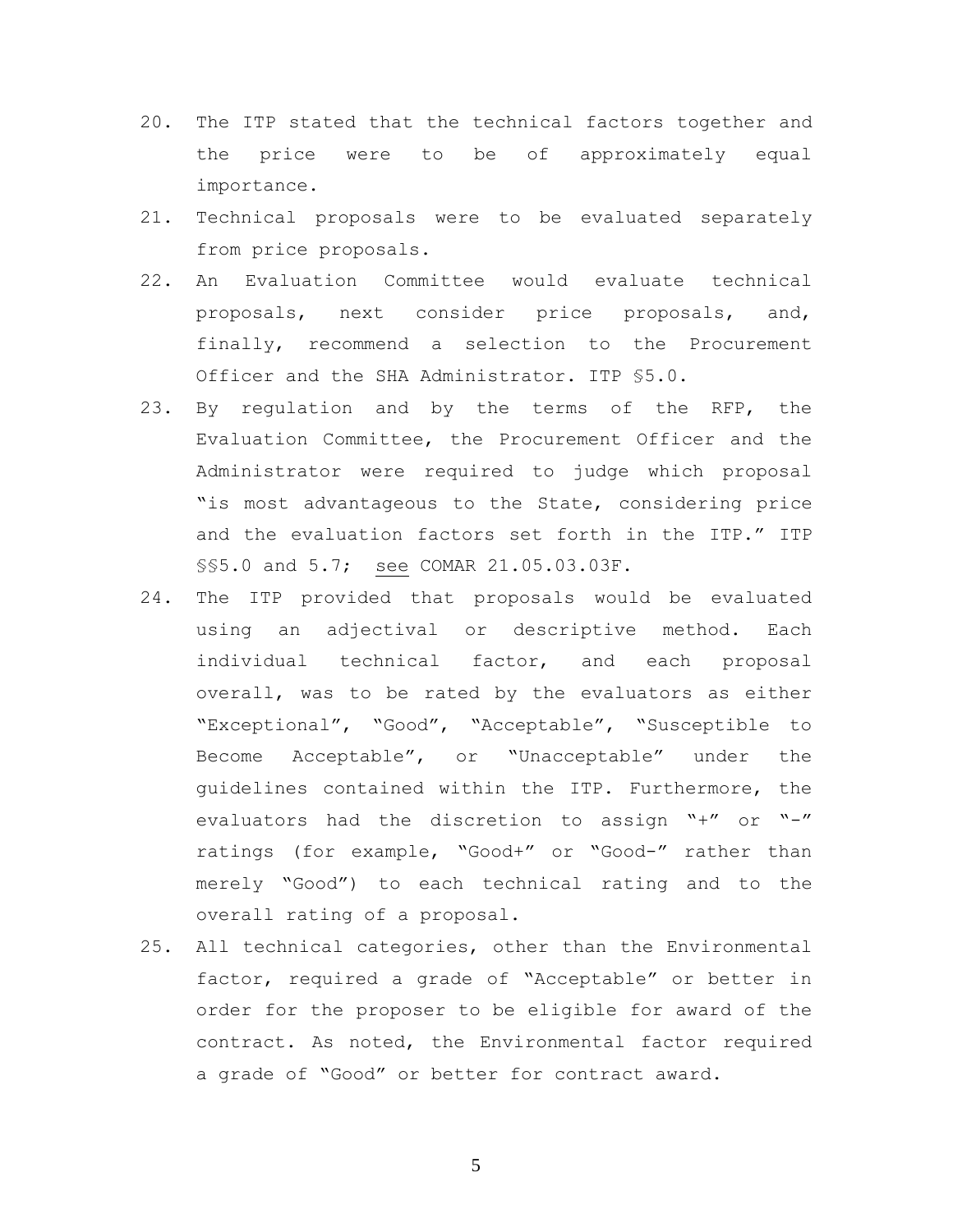20. The ITP stated that the technical factors together and the price were to be of approximately equal importance.
21. Technical proposals were to be evaluated separately from price proposals.
22. An Evaluation Committee would evaluate technical proposals, next consider price proposals, and, finally, recommend a selection to the Procurement Officer and the SHA Administrator. ITP §5.0.
23. By regulation and by the terms of the RFP, the Evaluation Committee, the Procurement Officer and the Administrator were required to judge which proposal "is most advantageous to the State, considering price and the evaluation factors set forth in the ITP." ITP §§5.0 and 5.7; <u>see</u> COMAR 21.05.03.03F.
24. The ITP provided that proposals would be evaluated using an adjectival or descriptive method. Each individual technical factor, and each proposal overall, was to be rated by the evaluators as either "Exceptional", "Good", "Acceptable", "Susceptible to Become Acceptable", or "Unacceptable" under the guidelines contained within the ITP. Furthermore, the evaluators had the discretion to assign "+" or "-" ratings (for example, "Good+" or "Good-" rather than merely "Good") to each technical rating and to the overall rating of a proposal.
25. All technical categories, other than the Environmental factor, required a grade of "Acceptable" or better in order for the proposer to be eligible for award of the contract. As noted, the Environmental factor required a grade of "Good" or better for contract award.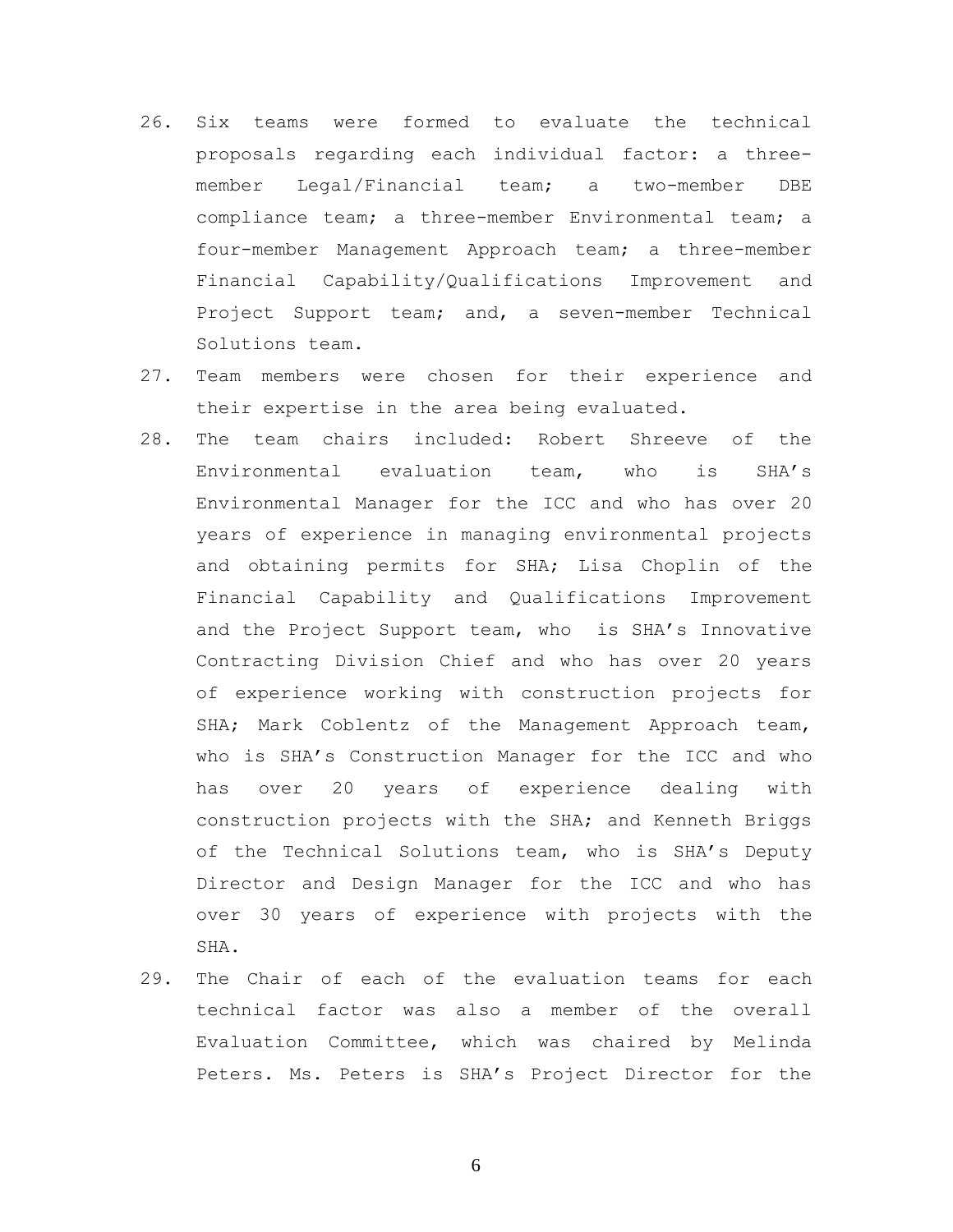26. Six teams were formed to evaluate the technical proposals regarding each individual factor: a three-member Legal/Financial team; a two-member DBE compliance team; a three-member Environmental team; a four-member Management Approach team; a three-member Financial Capability/Qualifications Improvement and Project Support team; and, a seven-member Technical Solutions team.
27. Team members were chosen for their experience and their expertise in the area being evaluated.
28. The team chairs included: Robert Shreeve of the Environmental evaluation team, who is SHA's Environmental Manager for the ICC and who has over 20 years of experience in managing environmental projects and obtaining permits for SHA; Lisa Choplin of the Financial Capability and Qualifications Improvement and the Project Support team, who is SHA's Innovative Contracting Division Chief and who has over 20 years of experience working with construction projects for SHA; Mark Coblentz of the Management Approach team, who is SHA's Construction Manager for the ICC and who has over 20 years of experience dealing with construction projects with the SHA; and Kenneth Briggs of the Technical Solutions team, who is SHA's Deputy Director and Design Manager for the ICC and who has over 30 years of experience with projects with the SHA.
29. The Chair of each of the evaluation teams for each technical factor was also a member of the overall Evaluation Committee, which was chaired by Melinda Peters. Ms. Peters is SHA's Project Director for the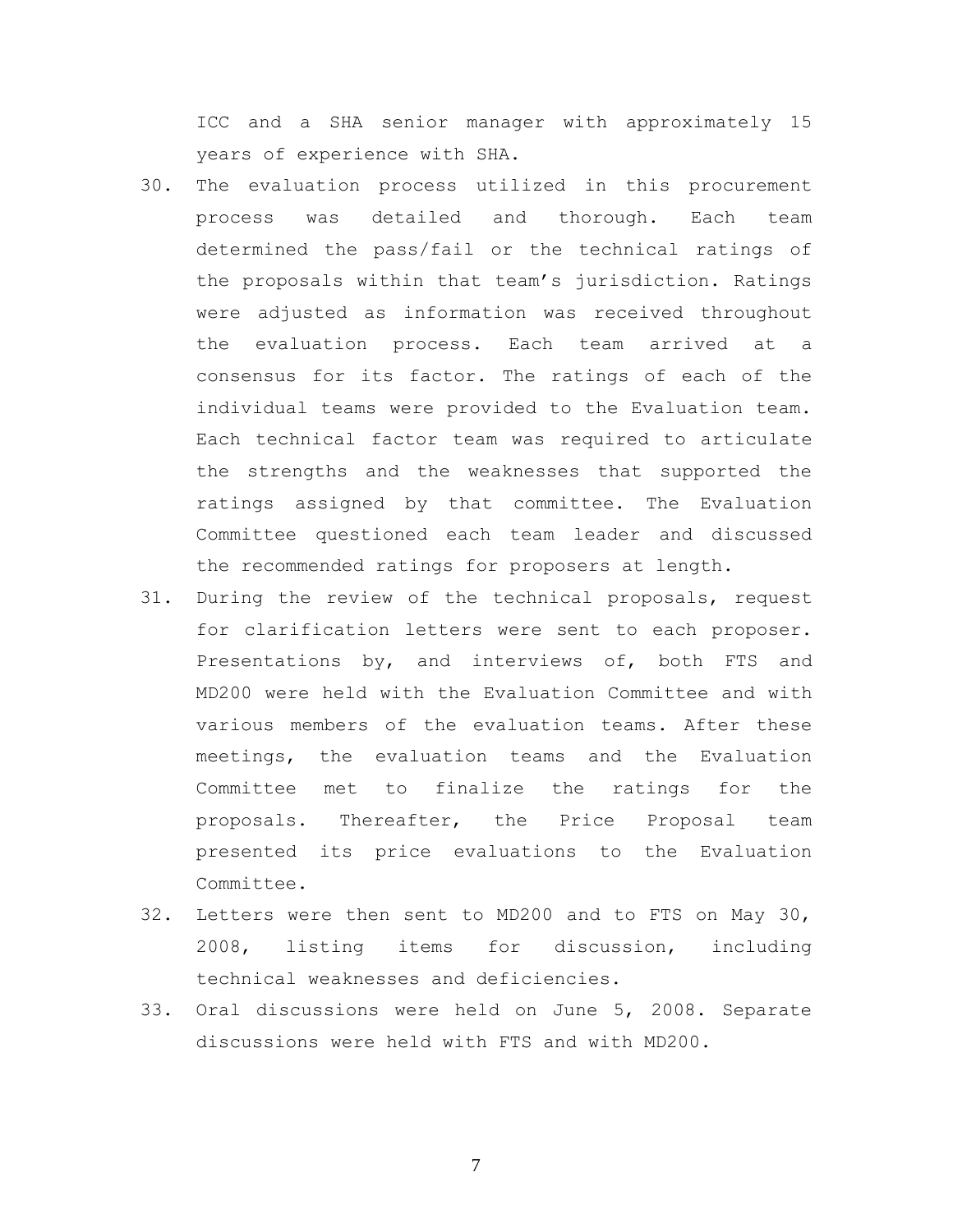ICC and a SHA senior manager with approximately 15 years of experience with SHA.

30. The evaluation process utilized in this procurement process was detailed and thorough. Each team determined the pass/fail or the technical ratings of the proposals within that team's jurisdiction. Ratings were adjusted as information was received throughout the evaluation process. Each team arrived at a consensus for its factor. The ratings of each of the individual teams were provided to the Evaluation team. Each technical factor team was required to articulate the strengths and the weaknesses that supported the ratings assigned by that committee. The Evaluation Committee questioned each team leader and discussed the recommended ratings for proposers at length.

31. During the review of the technical proposals, request for clarification letters were sent to each proposer. Presentations by, and interviews of, both FTS and MD200 were held with the Evaluation Committee and with various members of the evaluation teams. After these meetings, the evaluation teams and the Evaluation Committee met to finalize the ratings for the proposals. Thereafter, the Price Proposal team presented its price evaluations to the Evaluation Committee.

32. Letters were then sent to MD200 and to FTS on May 30, 2008, listing items for discussion, including technical weaknesses and deficiencies.

33. Oral discussions were held on June 5, 2008. Separate discussions were held with FTS and with MD200.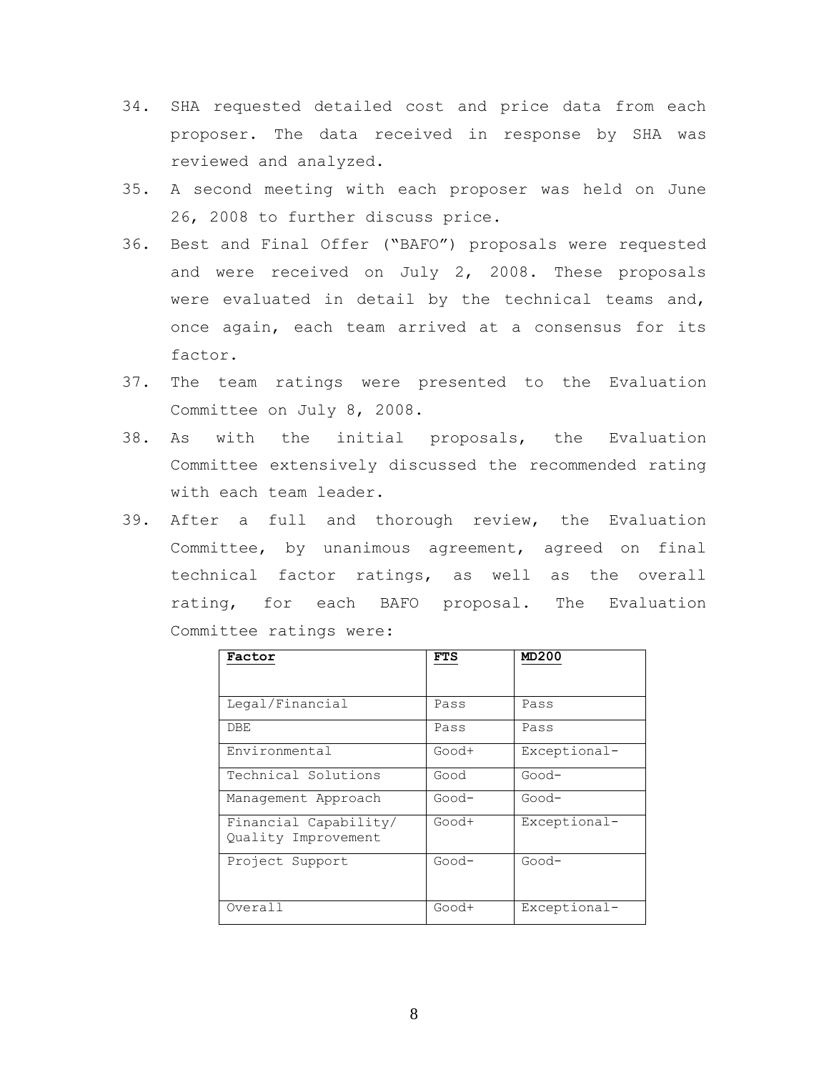34. SHA requested detailed cost and price data from each proposer. The data received in response by SHA was reviewed and analyzed.
35. A second meeting with each proposer was held on June 26, 2008 to further discuss price.
36. Best and Final Offer ("BAFO") proposals were requested and were received on July 2, 2008. These proposals were evaluated in detail by the technical teams and, once again, each team arrived at a consensus for its factor.
37. The team ratings were presented to the Evaluation Committee on July 8, 2008.
38. As with the initial proposals, the Evaluation Committee extensively discussed the recommended rating with each team leader.
39. After a full and thorough review, the Evaluation Committee, by unanimous agreement, agreed on final technical factor ratings, as well as the overall rating, for each BAFO proposal. The Evaluation Committee ratings were:

| **Factor** | **FTS** | **MD200** |
|---|---|---|
| Legal/Financial | Pass | Pass |
| DBE | Pass | Pass |
| Environmental | Good+ | Exceptional- |
| Technical Solutions | Good | Good- |
| Management Approach | Good- | Good- |
| Financial Capability/ Quality Improvement | Good+ | Exceptional- |
| Project Support | Good- | Good- |
| Overall | Good+ | Exceptional- |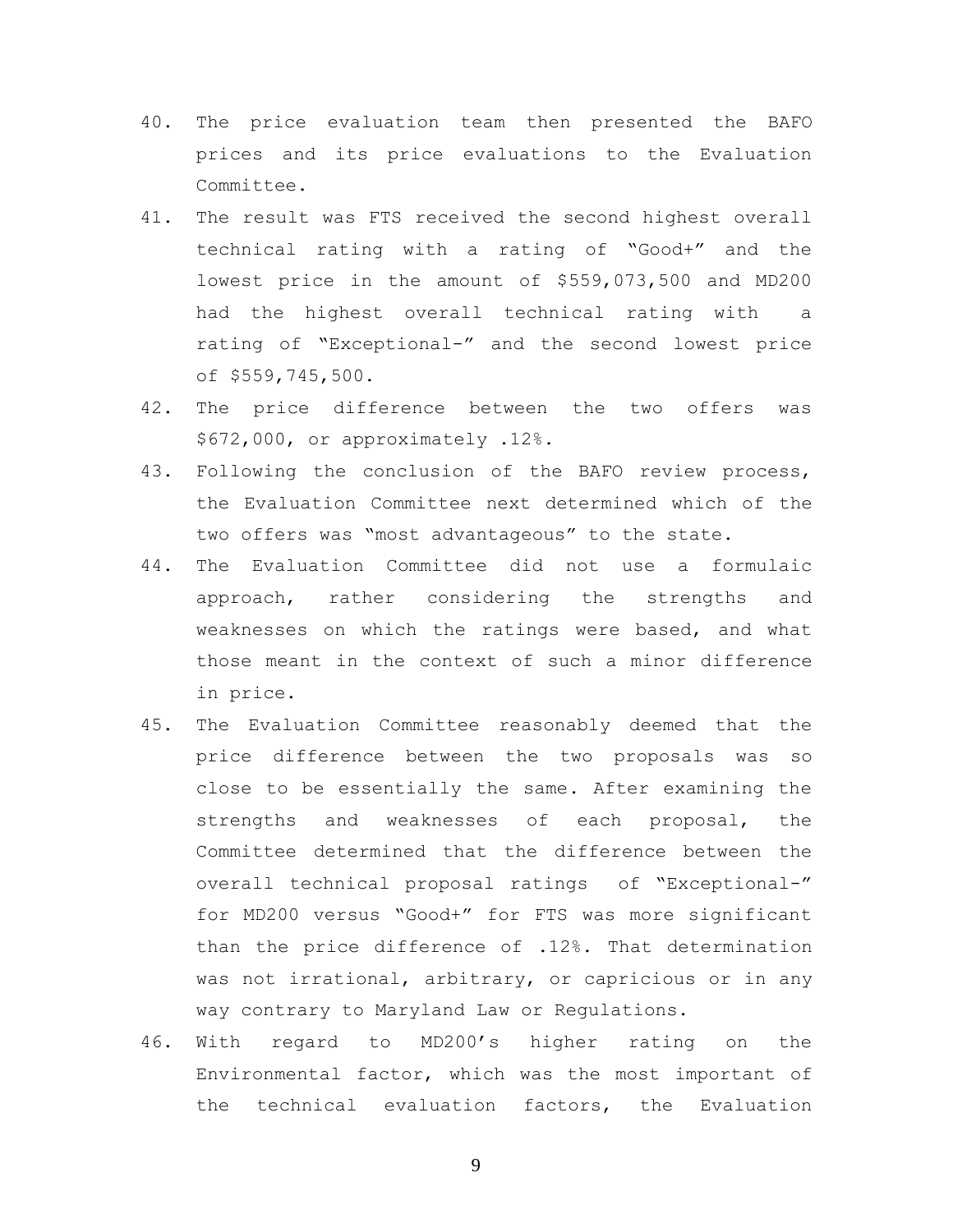40. The price evaluation team then presented the BAFO prices and its price evaluations to the Evaluation Committee.
41. The result was FTS received the second highest overall technical rating with a rating of "Good+" and the lowest price in the amount of $559,073,500 and MD200 had the highest overall technical rating with a rating of "Exceptional-" and the second lowest price of $559,745,500.
42. The price difference between the two offers was $672,000, or approximately .12%.
43. Following the conclusion of the BAFO review process, the Evaluation Committee next determined which of the two offers was "most advantageous" to the state.
44. The Evaluation Committee did not use a formulaic approach, rather considering the strengths and weaknesses on which the ratings were based, and what those meant in the context of such a minor difference in price.
45. The Evaluation Committee reasonably deemed that the price difference between the two proposals was so close to be essentially the same. After examining the strengths and weaknesses of each proposal, the Committee determined that the difference between the overall technical proposal ratings of "Exceptional-" for MD200 versus "Good+" for FTS was more significant than the price difference of .12%. That determination was not irrational, arbitrary, or capricious or in any way contrary to Maryland Law or Regulations.
46. With regard to MD200's higher rating on the Environmental factor, which was the most important of the technical evaluation factors, the Evaluation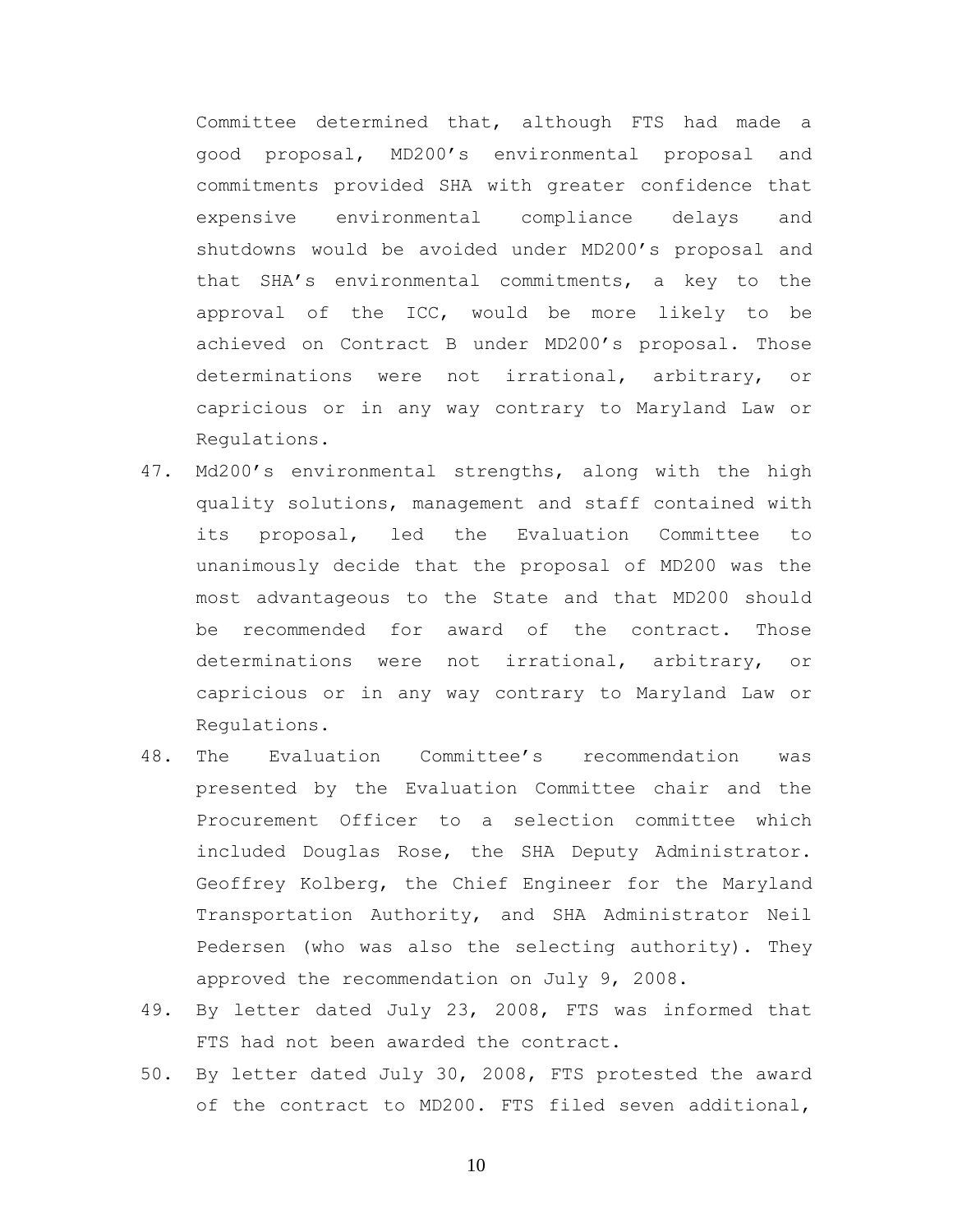Committee determined that, although FTS had made a good proposal, MD200's environmental proposal and commitments provided SHA with greater confidence that expensive environmental compliance delays and shutdowns would be avoided under MD200's proposal and that SHA's environmental commitments, a key to the approval of the ICC, would be more likely to be achieved on Contract B under MD200's proposal. Those determinations were not irrational, arbitrary, or capricious or in any way contrary to Maryland Law or Regulations.

47. Md200's environmental strengths, along with the high quality solutions, management and staff contained with its proposal, led the Evaluation Committee to unanimously decide that the proposal of MD200 was the most advantageous to the State and that MD200 should be recommended for award of the contract. Those determinations were not irrational, arbitrary, or capricious or in any way contrary to Maryland Law or Regulations.
48. The Evaluation Committee's recommendation was presented by the Evaluation Committee chair and the Procurement Officer to a selection committee which included Douglas Rose, the SHA Deputy Administrator. Geoffrey Kolberg, the Chief Engineer for the Maryland Transportation Authority, and SHA Administrator Neil Pedersen (who was also the selecting authority). They approved the recommendation on July 9, 2008.
49. By letter dated July 23, 2008, FTS was informed that FTS had not been awarded the contract.
50. By letter dated July 30, 2008, FTS protested the award of the contract to MD200. FTS filed seven additional,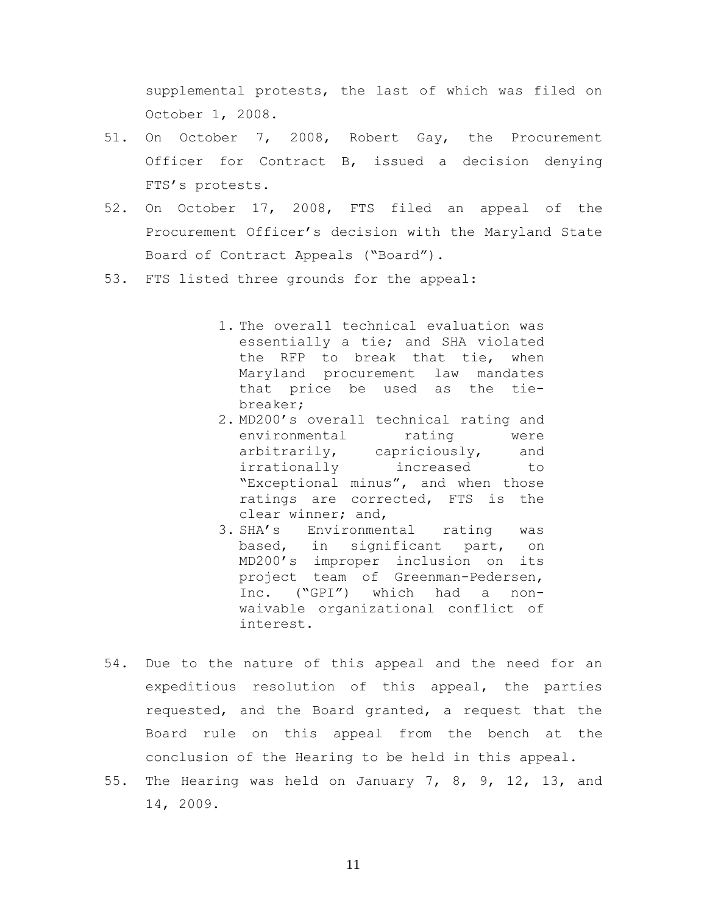supplemental protests, the last of which was filed on October 1, 2008.

51. On October 7, 2008, Robert Gay, the Procurement Officer for Contract B, issued a decision denying FTS's protests.

52. On October 17, 2008, FTS filed an appeal of the Procurement Officer's decision with the Maryland State Board of Contract Appeals ("Board").

53. FTS listed three grounds for the appeal:

    1. The overall technical evaluation was essentially a tie; and SHA violated the RFP to break that tie, when Maryland procurement law mandates that price be used as the tie-breaker;
    2. MD200's overall technical rating and environmental rating were arbitrarily, capriciously, and irrationally increased to "Exceptional minus", and when those ratings are corrected, FTS is the clear winner; and,
    3. SHA's Environmental rating was based, in significant part, on MD200's improper inclusion on its project team of Greenman-Pedersen, Inc. ("GPI") which had a non-waivable organizational conflict of interest.

54. Due to the nature of this appeal and the need for an expeditious resolution of this appeal, the parties requested, and the Board granted, a request that the Board rule on this appeal from the bench at the conclusion of the Hearing to be held in this appeal.

55. The Hearing was held on January 7, 8, 9, 12, 13, and 14, 2009.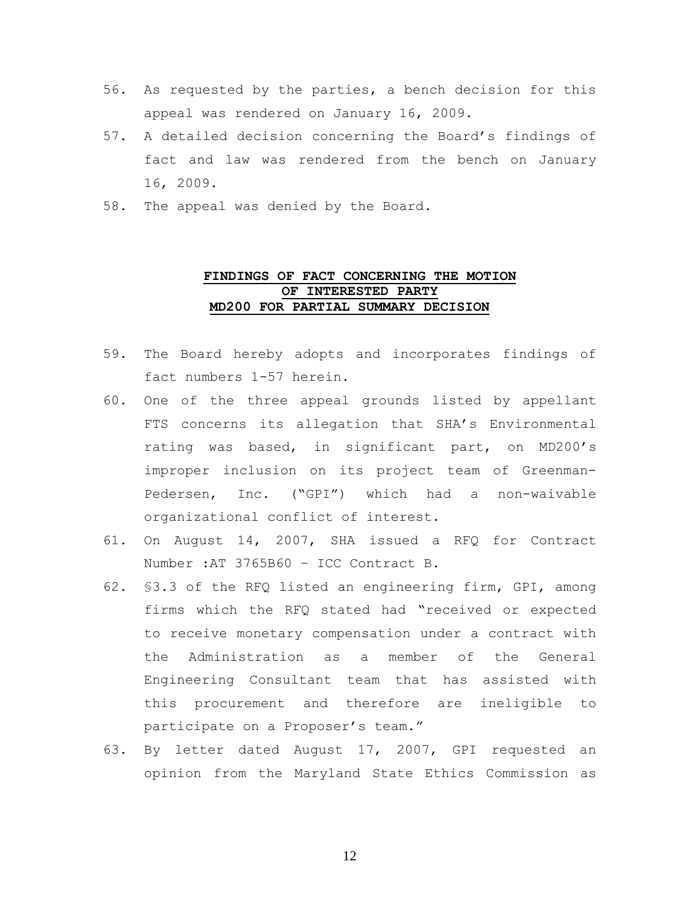56. As requested by the parties, a bench decision for this appeal was rendered on January 16, 2009.
57. A detailed decision concerning the Board's findings of fact and law was rendered from the bench on January 16, 2009.
58. The appeal was denied by the Board.

## FINDINGS OF FACT CONCERNING THE MOTION OF INTERESTED PARTY MD200 FOR PARTIAL SUMMARY DECISION

59. The Board hereby adopts and incorporates findings of fact numbers 1-57 herein.
60. One of the three appeal grounds listed by appellant FTS concerns its allegation that SHA's Environmental rating was based, in significant part, on MD200's improper inclusion on its project team of Greenman-Pedersen, Inc. ("GPI") which had a non-waivable organizational conflict of interest.
61. On August 14, 2007, SHA issued a RFQ for Contract Number :AT 3765B60 – ICC Contract B.
62. §3.3 of the RFQ listed an engineering firm, GPI, among firms which the RFQ stated had "received or expected to receive monetary compensation under a contract with the Administration as a member of the General Engineering Consultant team that has assisted with this procurement and therefore are ineligible to participate on a Proposer's team."
63. By letter dated August 17, 2007, GPI requested an opinion from the Maryland State Ethics Commission as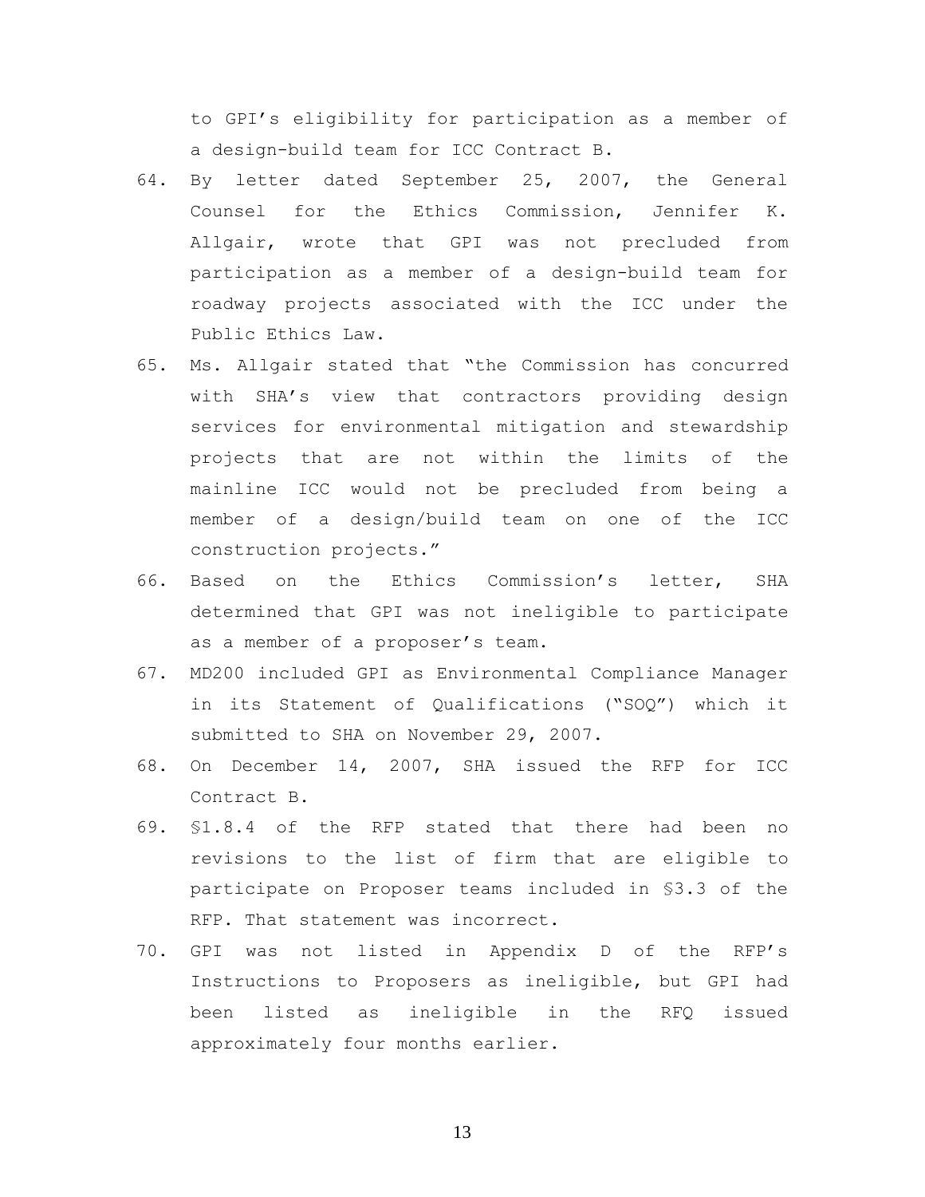to GPI's eligibility for participation as a member of a design-build team for ICC Contract B.

64. By letter dated September 25, 2007, the General Counsel for the Ethics Commission, Jennifer K. Allgair, wrote that GPI was not precluded from participation as a member of a design-build team for roadway projects associated with the ICC under the Public Ethics Law.
65. Ms. Allgair stated that "the Commission has concurred with SHA's view that contractors providing design services for environmental mitigation and stewardship projects that are not within the limits of the mainline ICC would not be precluded from being a member of a design/build team on one of the ICC construction projects."
66. Based on the Ethics Commission's letter, SHA determined that GPI was not ineligible to participate as a member of a proposer's team.
67. MD200 included GPI as Environmental Compliance Manager in its Statement of Qualifications ("SOQ") which it submitted to SHA on November 29, 2007.
68. On December 14, 2007, SHA issued the RFP for ICC Contract B.
69. §1.8.4 of the RFP stated that there had been no revisions to the list of firm that are eligible to participate on Proposer teams included in §3.3 of the RFP. That statement was incorrect.
70. GPI was not listed in Appendix D of the RFP's Instructions to Proposers as ineligible, but GPI had been listed as ineligible in the RFQ issued approximately four months earlier.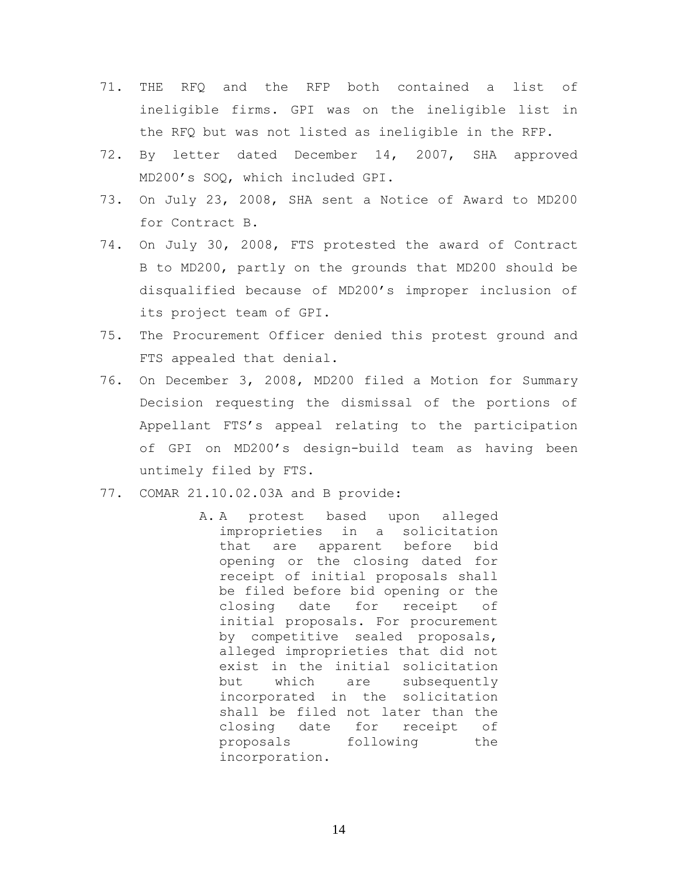71. THE RFQ and the RFP both contained a list of ineligible firms. GPI was on the ineligible list in the RFQ but was not listed as ineligible in the RFP.
72. By letter dated December 14, 2007, SHA approved MD200's SOQ, which included GPI.
73. On July 23, 2008, SHA sent a Notice of Award to MD200 for Contract B.
74. On July 30, 2008, FTS protested the award of Contract B to MD200, partly on the grounds that MD200 should be disqualified because of MD200's improper inclusion of its project team of GPI.
75. The Procurement Officer denied this protest ground and FTS appealed that denial.
76. On December 3, 2008, MD200 filed a Motion for Summary Decision requesting the dismissal of the portions of Appellant FTS's appeal relating to the participation of GPI on MD200's design-build team as having been untimely filed by FTS.
77. COMAR 21.10.02.03A and B provide:

> A. A protest based upon alleged improprieties in a solicitation that are apparent before bid opening or the closing dated for receipt of initial proposals shall be filed before bid opening or the closing date for receipt of initial proposals. For procurement by competitive sealed proposals, alleged improprieties that did not exist in the initial solicitation but which are subsequently incorporated in the solicitation shall be filed not later than the closing date for receipt of proposals following the incorporation.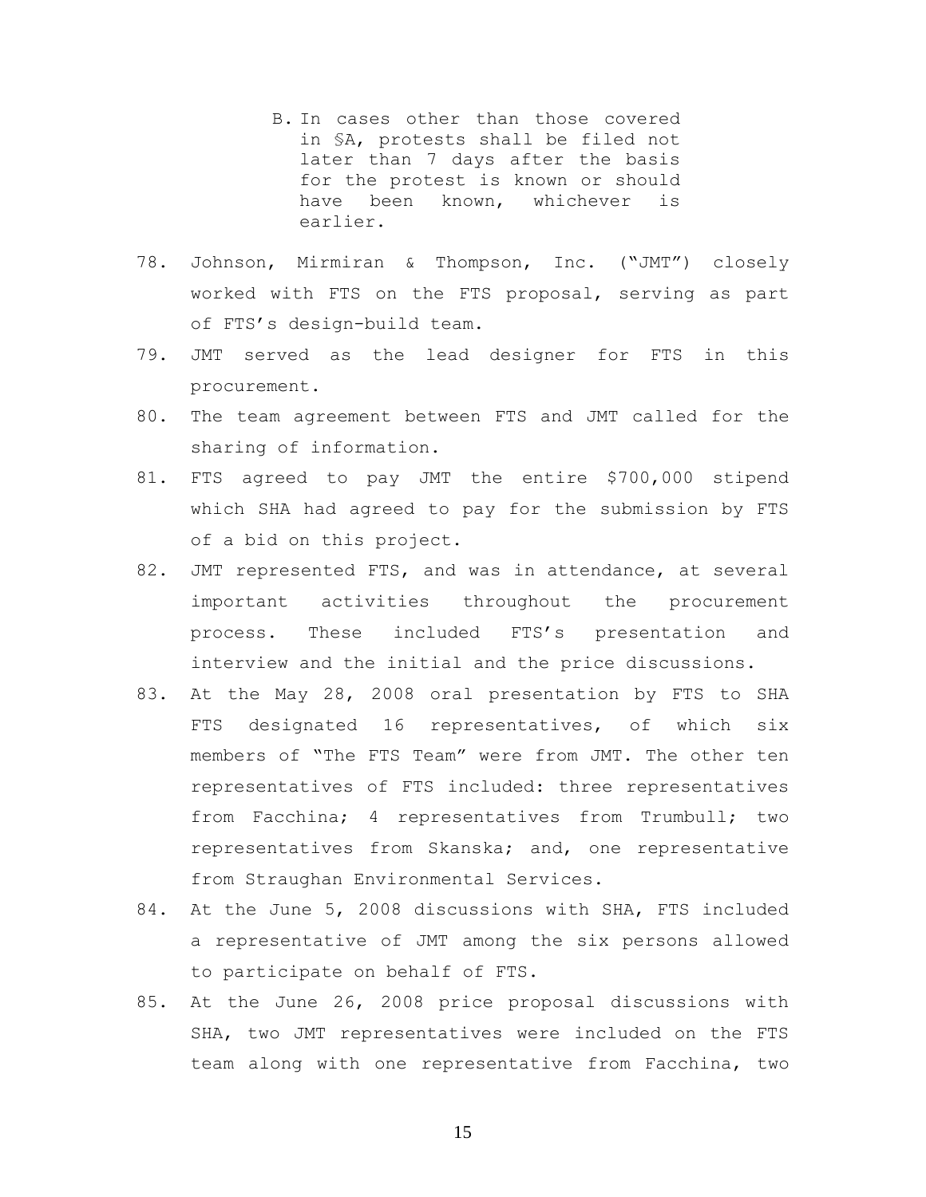B. In cases other than those covered in §A, protests shall be filed not later than 7 days after the basis for the protest is known or should have been known, whichever is earlier.

78. Johnson, Mirmiran & Thompson, Inc. ("JMT") closely worked with FTS on the FTS proposal, serving as part of FTS's design-build team.

79. JMT served as the lead designer for FTS in this procurement.

80. The team agreement between FTS and JMT called for the sharing of information.

81. FTS agreed to pay JMT the entire $700,000 stipend which SHA had agreed to pay for the submission by FTS of a bid on this project.

82. JMT represented FTS, and was in attendance, at several important activities throughout the procurement process. These included FTS's presentation and interview and the initial and the price discussions.

83. At the May 28, 2008 oral presentation by FTS to SHA FTS designated 16 representatives, of which six members of "The FTS Team" were from JMT. The other ten representatives of FTS included: three representatives from Facchina; 4 representatives from Trumbull; two representatives from Skanska; and, one representative from Straughan Environmental Services.

84. At the June 5, 2008 discussions with SHA, FTS included a representative of JMT among the six persons allowed to participate on behalf of FTS.

85. At the June 26, 2008 price proposal discussions with SHA, two JMT representatives were included on the FTS team along with one representative from Facchina, two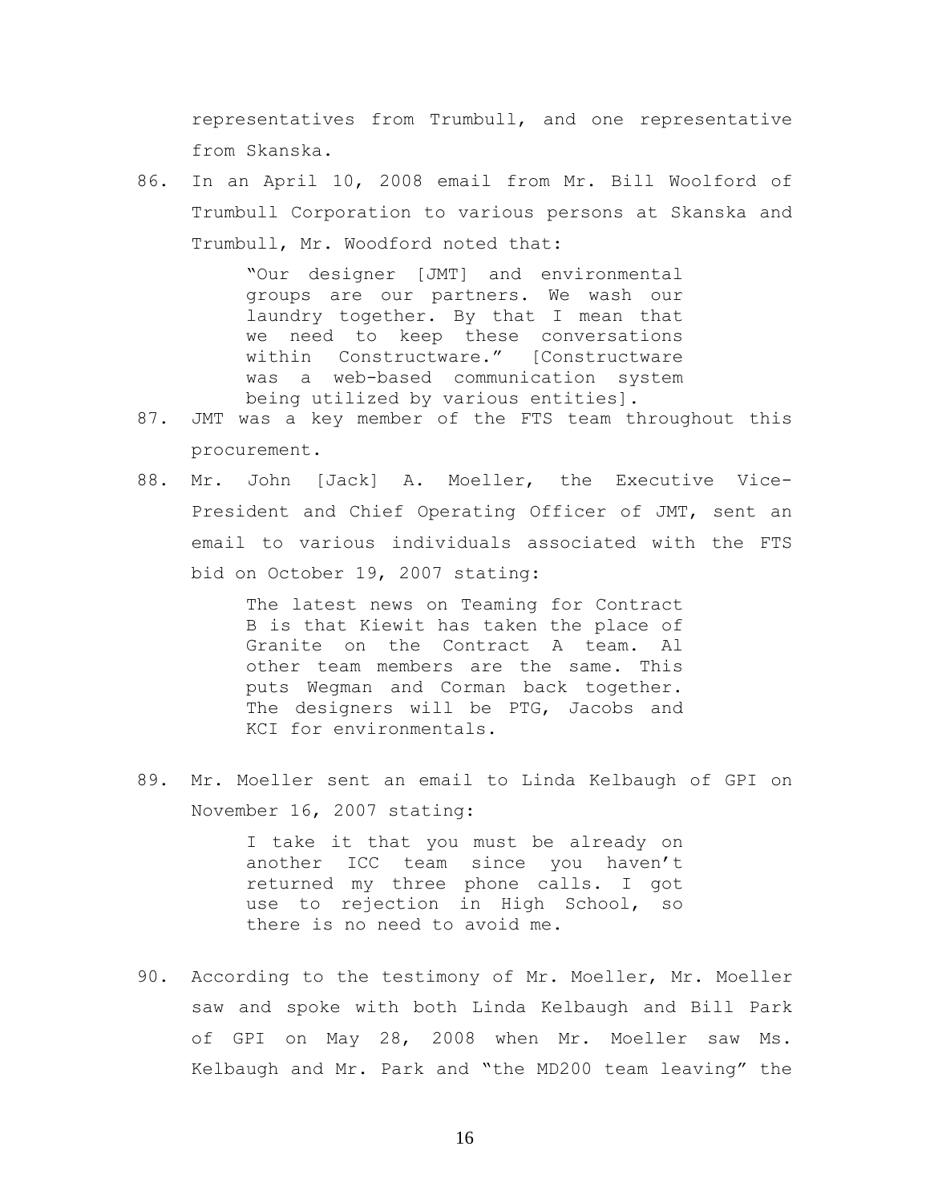representatives from Trumbull, and one representative from Skanska.

86. In an April 10, 2008 email from Mr. Bill Woolford of Trumbull Corporation to various persons at Skanska and Trumbull, Mr. Woodford noted that:

    > "Our designer [JMT] and environmental groups are our partners. We wash our laundry together. By that I mean that we need to keep these conversations within Constructware." [Constructware was a web-based communication system being utilized by various entities].

87. JMT was a key member of the FTS team throughout this procurement.

88. Mr. John [Jack] A. Moeller, the Executive Vice-President and Chief Operating Officer of JMT, sent an email to various individuals associated with the FTS bid on October 19, 2007 stating:

    > The latest news on Teaming for Contract B is that Kiewit has taken the place of Granite on the Contract A team. Al other team members are the same. This puts Wegman and Corman back together. The designers will be PTG, Jacobs and KCI for environmentals.

89. Mr. Moeller sent an email to Linda Kelbaugh of GPI on November 16, 2007 stating:

    > I take it that you must be already on another ICC team since you haven't returned my three phone calls. I got use to rejection in High School, so there is no need to avoid me.

90. According to the testimony of Mr. Moeller, Mr. Moeller saw and spoke with both Linda Kelbaugh and Bill Park of GPI on May 28, 2008 when Mr. Moeller saw Ms. Kelbaugh and Mr. Park and "the MD200 team leaving" the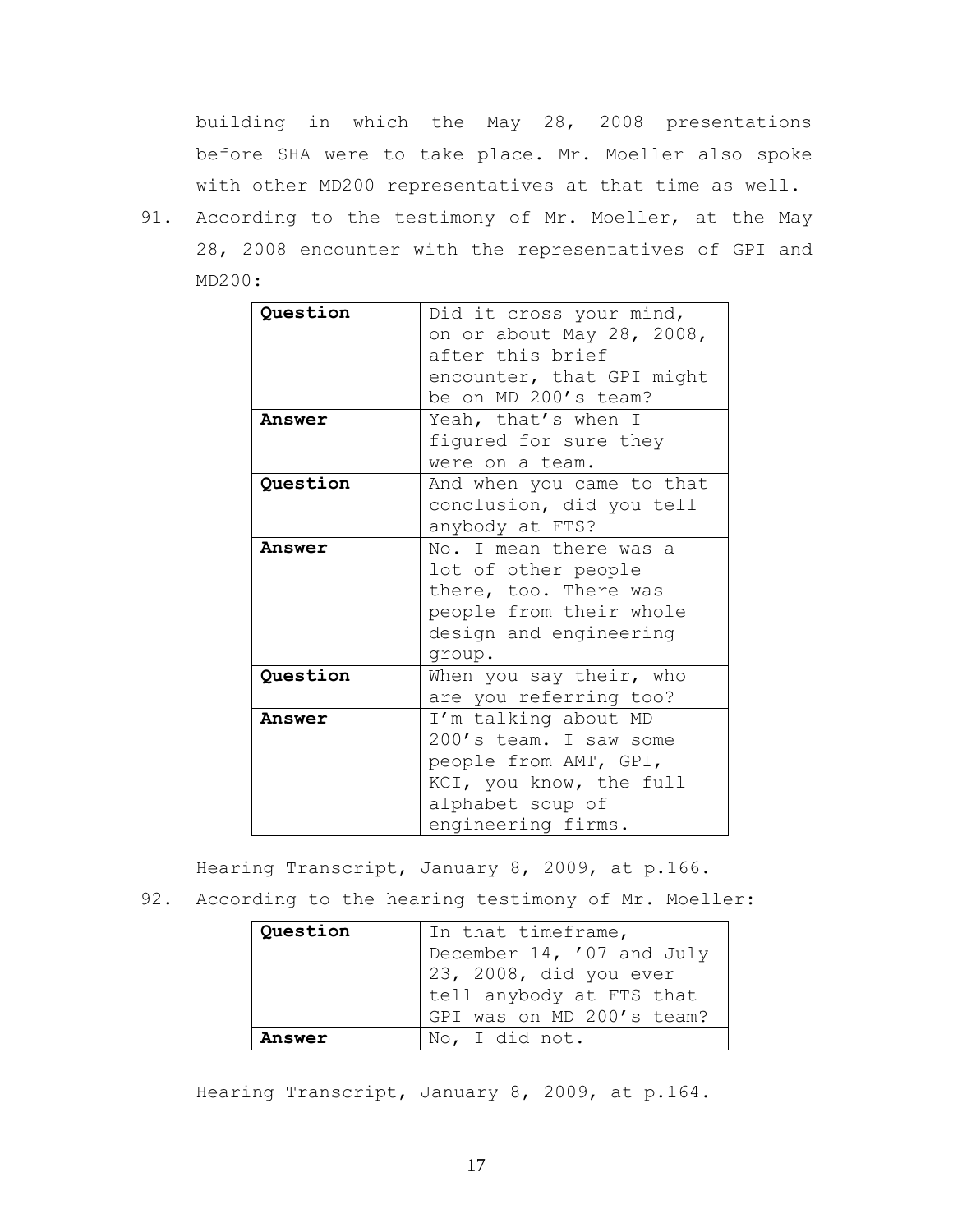building in which the May 28, 2008 presentations before SHA were to take place. Mr. Moeller also spoke with other MD200 representatives at that time as well.

91. According to the testimony of Mr. Moeller, at the May 28, 2008 encounter with the representatives of GPI and MD200:

| | |
|---|---|
| **Question** | Did it cross your mind, on or about May 28, 2008, after this brief encounter, that GPI might be on MD 200's team? |
| **Answer** | Yeah, that's when I figured for sure they were on a team. |
| **Question** | And when you came to that conclusion, did you tell anybody at FTS? |
| **Answer** | No. I mean there was a lot of other people there, too. There was people from their whole design and engineering group. |
| **Question** | When you say their, who are you referring too? |
| **Answer** | I'm talking about MD 200's team. I saw some people from AMT, GPI, KCI, you know, the full alphabet soup of engineering firms. |

Hearing Transcript, January 8, 2009, at p.166.

92. According to the hearing testimony of Mr. Moeller:

| | |
|---|---|
| **Question** | In that timeframe, December 14, '07 and July 23, 2008, did you ever tell anybody at FTS that GPI was on MD 200's team? |
| **Answer** | No, I did not. |

Hearing Transcript, January 8, 2009, at p.164.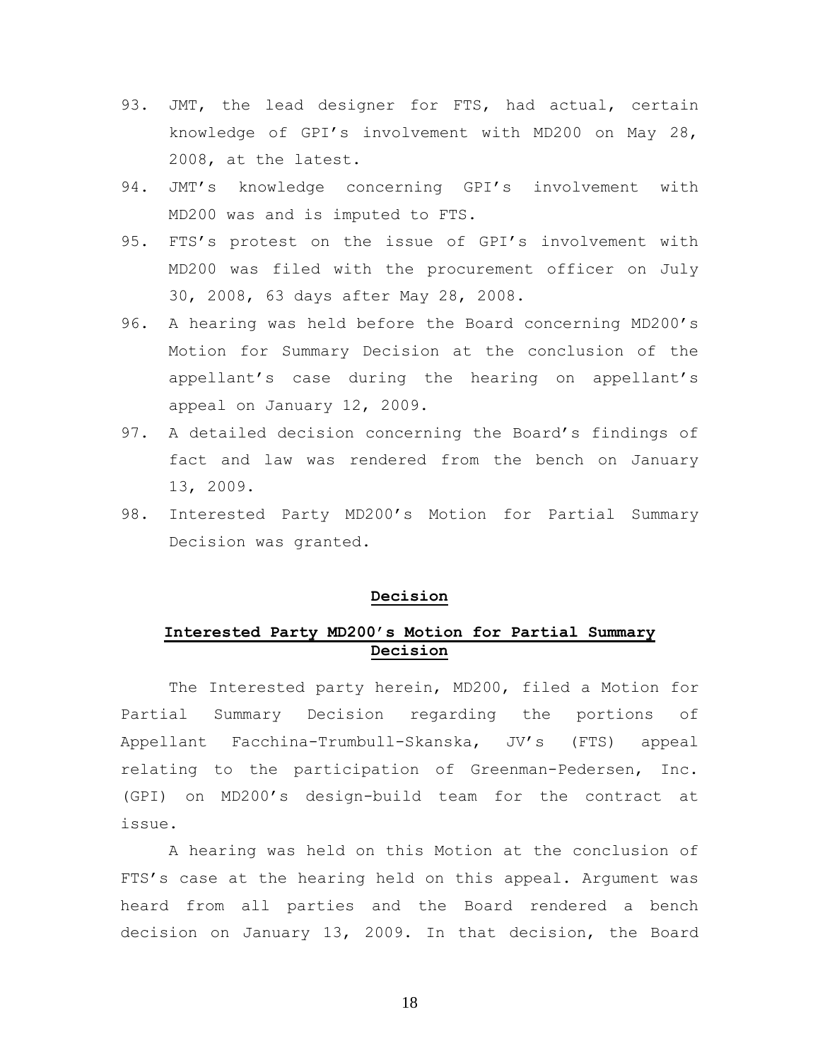93. JMT, the lead designer for FTS, had actual, certain knowledge of GPI's involvement with MD200 on May 28, 2008, at the latest.
94. JMT's knowledge concerning GPI's involvement with MD200 was and is imputed to FTS.
95. FTS's protest on the issue of GPI's involvement with MD200 was filed with the procurement officer on July 30, 2008, 63 days after May 28, 2008.
96. A hearing was held before the Board concerning MD200's Motion for Summary Decision at the conclusion of the appellant's case during the hearing on appellant's appeal on January 12, 2009.
97. A detailed decision concerning the Board's findings of fact and law was rendered from the bench on January 13, 2009.
98. Interested Party MD200's Motion for Partial Summary Decision was granted.

## Decision

### Interested Party MD200's Motion for Partial Summary Decision

The Interested party herein, MD200, filed a Motion for Partial Summary Decision regarding the portions of Appellant Facchina-Trumbull-Skanska, JV's (FTS) appeal relating to the participation of Greenman-Pedersen, Inc. (GPI) on MD200's design-build team for the contract at issue.

A hearing was held on this Motion at the conclusion of FTS's case at the hearing held on this appeal. Argument was heard from all parties and the Board rendered a bench decision on January 13, 2009. In that decision, the Board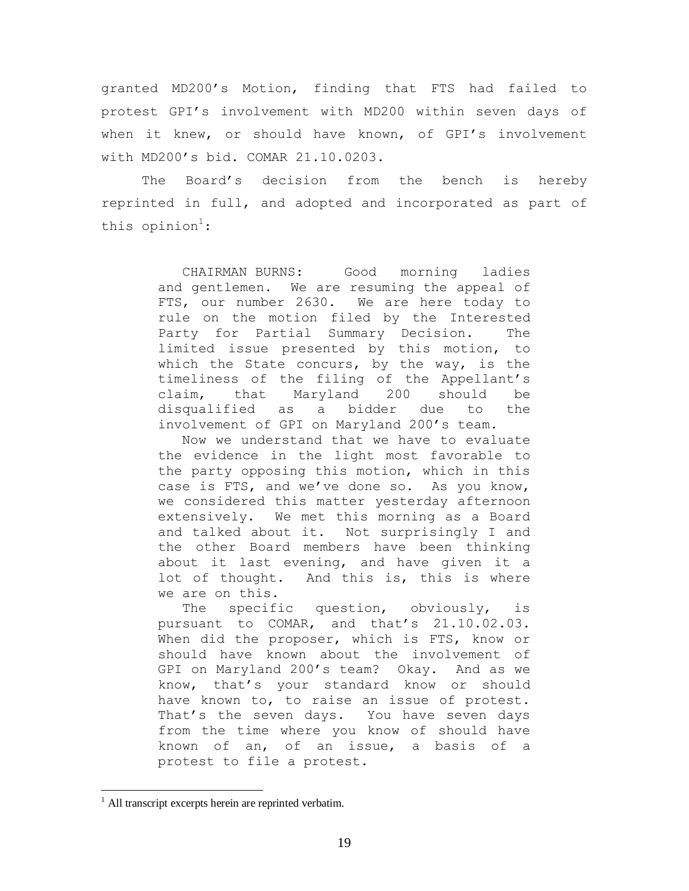granted MD200's Motion, finding that FTS had failed to protest GPI's involvement with MD200 within seven days of when it knew, or should have known, of GPI's involvement with MD200's bid. COMAR 21.10.0203.

The Board's decision from the bench is hereby reprinted in full, and adopted and incorporated as part of this opinion[1]:

> CHAIRMAN BURNS: Good morning ladies and gentlemen. We are resuming the appeal of FTS, our number 2630. We are here today to rule on the motion filed by the Interested Party for Partial Summary Decision. The limited issue presented by this motion, to which the State concurs, by the way, is the timeliness of the filing of the Appellant's claim, that Maryland 200 should be disqualified as a bidder due to the involvement of GPI on Maryland 200's team.
>
> Now we understand that we have to evaluate the evidence in the light most favorable to the party opposing this motion, which in this case is FTS, and we've done so. As you know, we considered this matter yesterday afternoon extensively. We met this morning as a Board and talked about it. Not surprisingly I and the other Board members have been thinking about it last evening, and have given it a lot of thought. And this is, this is where we are on this.
>
> The specific question, obviously, is pursuant to COMAR, and that's 21.10.02.03. When did the proposer, which is FTS, know or should have known about the involvement of GPI on Maryland 200's team? Okay. And as we know, that's your standard know or should have known to, to raise an issue of protest. That's the seven days. You have seven days from the time where you know of should have known of an, of an issue, a basis of a protest to file a protest.

[1] All transcript excerpts herein are reprinted verbatim.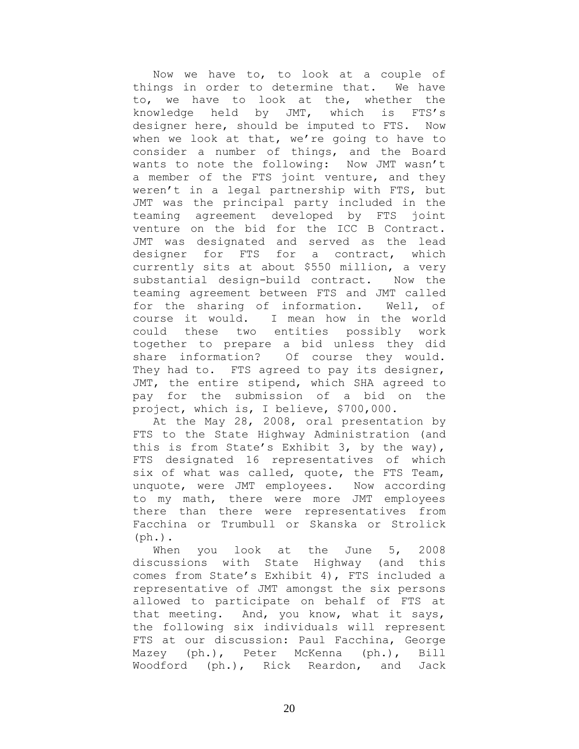Now we have to, to look at a couple of things in order to determine that. We have to, we have to look at the, whether the knowledge held by JMT, which is FTS's designer here, should be imputed to FTS. Now when we look at that, we're going to have to consider a number of things, and the Board wants to note the following: Now JMT wasn't a member of the FTS joint venture, and they weren't in a legal partnership with FTS, but JMT was the principal party included in the teaming agreement developed by FTS joint venture on the bid for the ICC B Contract. JMT was designated and served as the lead designer for FTS for a contract, which currently sits at about $550 million, a very substantial design-build contract. Now the teaming agreement between FTS and JMT called for the sharing of information. Well, of course it would. I mean how in the world could these two entities possibly work together to prepare a bid unless they did share information? Of course they would. They had to. FTS agreed to pay its designer, JMT, the entire stipend, which SHA agreed to pay for the submission of a bid on the project, which is, I believe, $700,000.

At the May 28, 2008, oral presentation by FTS to the State Highway Administration (and this is from State's Exhibit 3, by the way), FTS designated 16 representatives of which six of what was called, quote, the FTS Team, unquote, were JMT employees. Now according to my math, there were more JMT employees there than there were representatives from Facchina or Trumbull or Skanska or Strolick (ph.).

When you look at the June 5, 2008 discussions with State Highway (and this comes from State's Exhibit 4), FTS included a representative of JMT amongst the six persons allowed to participate on behalf of FTS at that meeting. And, you know, what it says, the following six individuals will represent FTS at our discussion: Paul Facchina, George Mazey (ph.), Peter McKenna (ph.), Bill Woodford (ph.), Rick Reardon, and Jack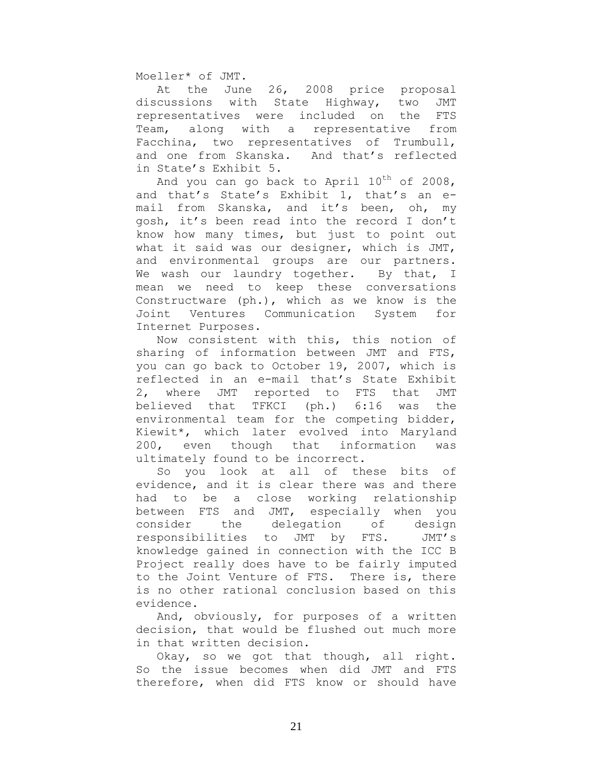Moeller* of JMT.

At the June 26, 2008 price proposal discussions with State Highway, two JMT representatives were included on the FTS Team, along with a representative from Facchina, two representatives of Trumbull, and one from Skanska. And that's reflected in State's Exhibit 5.

And you can go back to April $10^{th}$ of 2008, and that's State's Exhibit 1, that's an e-mail from Skanska, and it's been, oh, my gosh, it's been read into the record I don't know how many times, but just to point out what it said was our designer, which is JMT, and environmental groups are our partners. We wash our laundry together. By that, I mean we need to keep these conversations Constructware (ph.), which as we know is the Joint Ventures Communication System for Internet Purposes.

Now consistent with this, this notion of sharing of information between JMT and FTS, you can go back to October 19, 2007, which is reflected in an e-mail that's State Exhibit 2, where JMT reported to FTS that JMT believed that TFKCI (ph.) 6:16 was the environmental team for the competing bidder, Kiewit*, which later evolved into Maryland 200, even though that information was ultimately found to be incorrect.

So you look at all of these bits of evidence, and it is clear there was and there had to be a close working relationship between FTS and JMT, especially when you consider the delegation of design responsibilities to JMT by FTS. JMT's knowledge gained in connection with the ICC B Project really does have to be fairly imputed to the Joint Venture of FTS. There is, there is no other rational conclusion based on this evidence.

And, obviously, for purposes of a written decision, that would be flushed out much more in that written decision.

Okay, so we got that though, all right. So the issue becomes when did JMT and FTS therefore, when did FTS know or should have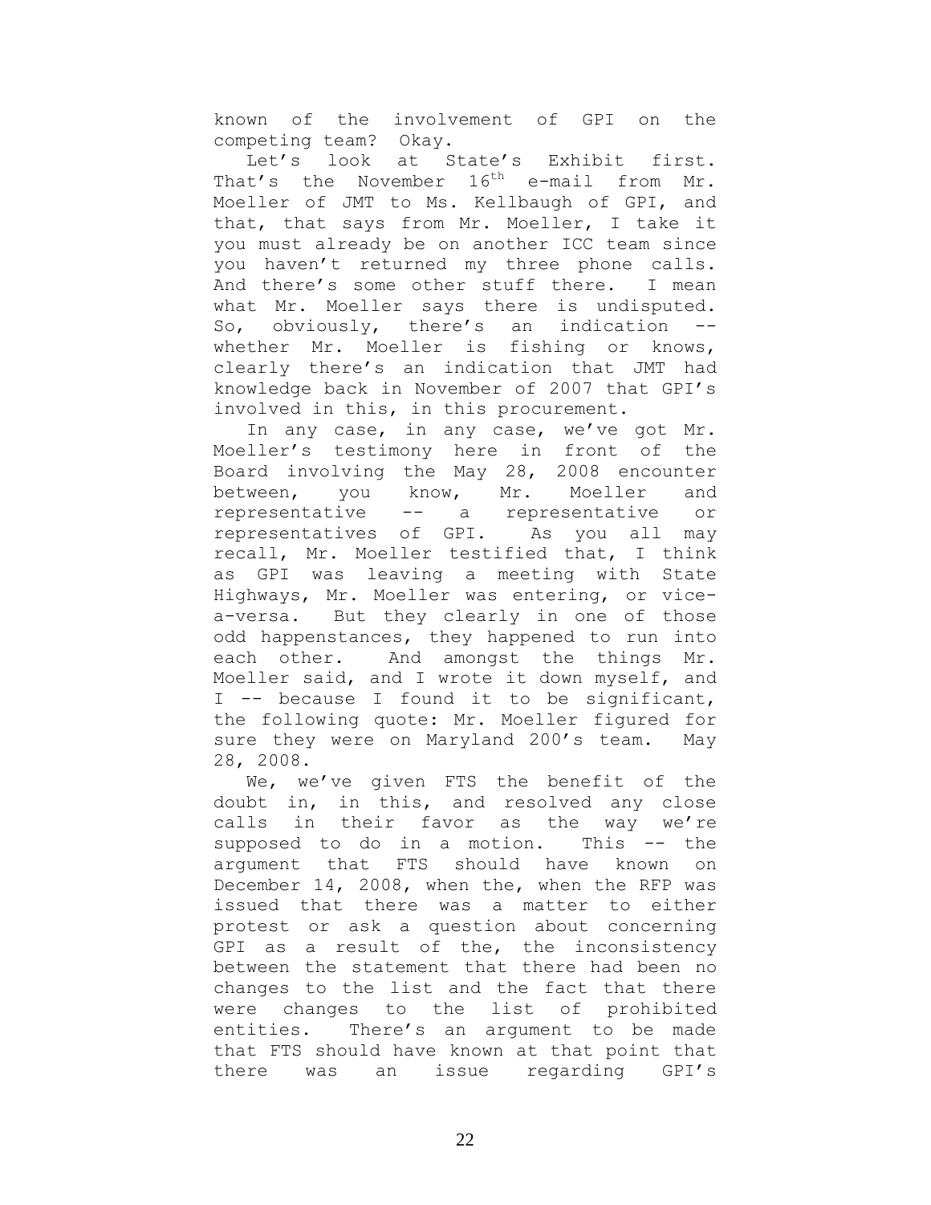known of the involvement of GPI on the competing team? Okay.

Let's look at State's Exhibit first. That's the November 16th e-mail from Mr. Moeller of JMT to Ms. Kellbaugh of GPI, and that, that says from Mr. Moeller, I take it you must already be on another ICC team since you haven't returned my three phone calls. And there's some other stuff there. I mean what Mr. Moeller says there is undisputed. So, obviously, there's an indication -- whether Mr. Moeller is fishing or knows, clearly there's an indication that JMT had knowledge back in November of 2007 that GPI's involved in this, in this procurement.

In any case, in any case, we've got Mr. Moeller's testimony here in front of the Board involving the May 28, 2008 encounter between, you know, Mr. Moeller and representative -- a representative or representatives of GPI. As you all may recall, Mr. Moeller testified that, I think as GPI was leaving a meeting with State Highways, Mr. Moeller was entering, or vice-a-versa. But they clearly in one of those odd happenstances, they happened to run into each other. And amongst the things Mr. Moeller said, and I wrote it down myself, and I -- because I found it to be significant, the following quote: Mr. Moeller figured for sure they were on Maryland 200's team. May 28, 2008.

We, we've given FTS the benefit of the doubt in, in this, and resolved any close calls in their favor as the way we're supposed to do in a motion. This -- the argument that FTS should have known on December 14, 2008, when the, when the RFP was issued that there was a matter to either protest or ask a question about concerning GPI as a result of the, the inconsistency between the statement that there had been no changes to the list and the fact that there were changes to the list of prohibited entities. There's an argument to be made that FTS should have known at that point that there was an issue regarding GPI's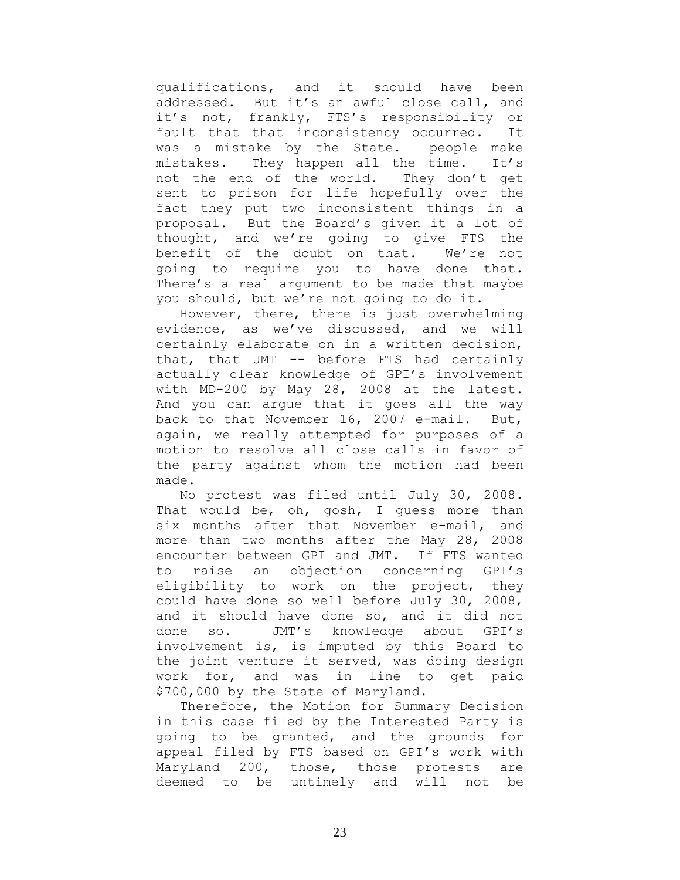qualifications, and it should have been addressed. But it's an awful close call, and it's not, frankly, FTS's responsibility or fault that that inconsistency occurred. It was a mistake by the State. people make mistakes. They happen all the time. It's not the end of the world. They don't get sent to prison for life hopefully over the fact they put two inconsistent things in a proposal. But the Board's given it a lot of thought, and we're going to give FTS the benefit of the doubt on that. We're not going to require you to have done that. There's a real argument to be made that maybe you should, but we're not going to do it.

However, there, there is just overwhelming evidence, as we've discussed, and we will certainly elaborate on in a written decision, that, that JMT -- before FTS had certainly actually clear knowledge of GPI's involvement with MD-200 by May 28, 2008 at the latest. And you can argue that it goes all the way back to that November 16, 2007 e-mail. But, again, we really attempted for purposes of a motion to resolve all close calls in favor of the party against whom the motion had been made.

No protest was filed until July 30, 2008. That would be, oh, gosh, I guess more than six months after that November e-mail, and more than two months after the May 28, 2008 encounter between GPI and JMT. If FTS wanted to raise an objection concerning GPI's eligibility to work on the project, they could have done so well before July 30, 2008, and it should have done so, and it did not done so. JMT's knowledge about GPI's involvement is, is imputed by this Board to the joint venture it served, was doing design work for, and was in line to get paid $700,000 by the State of Maryland.

Therefore, the Motion for Summary Decision in this case filed by the Interested Party is going to be granted, and the grounds for appeal filed by FTS based on GPI's work with Maryland 200, those, those protests are deemed to be untimely and will not be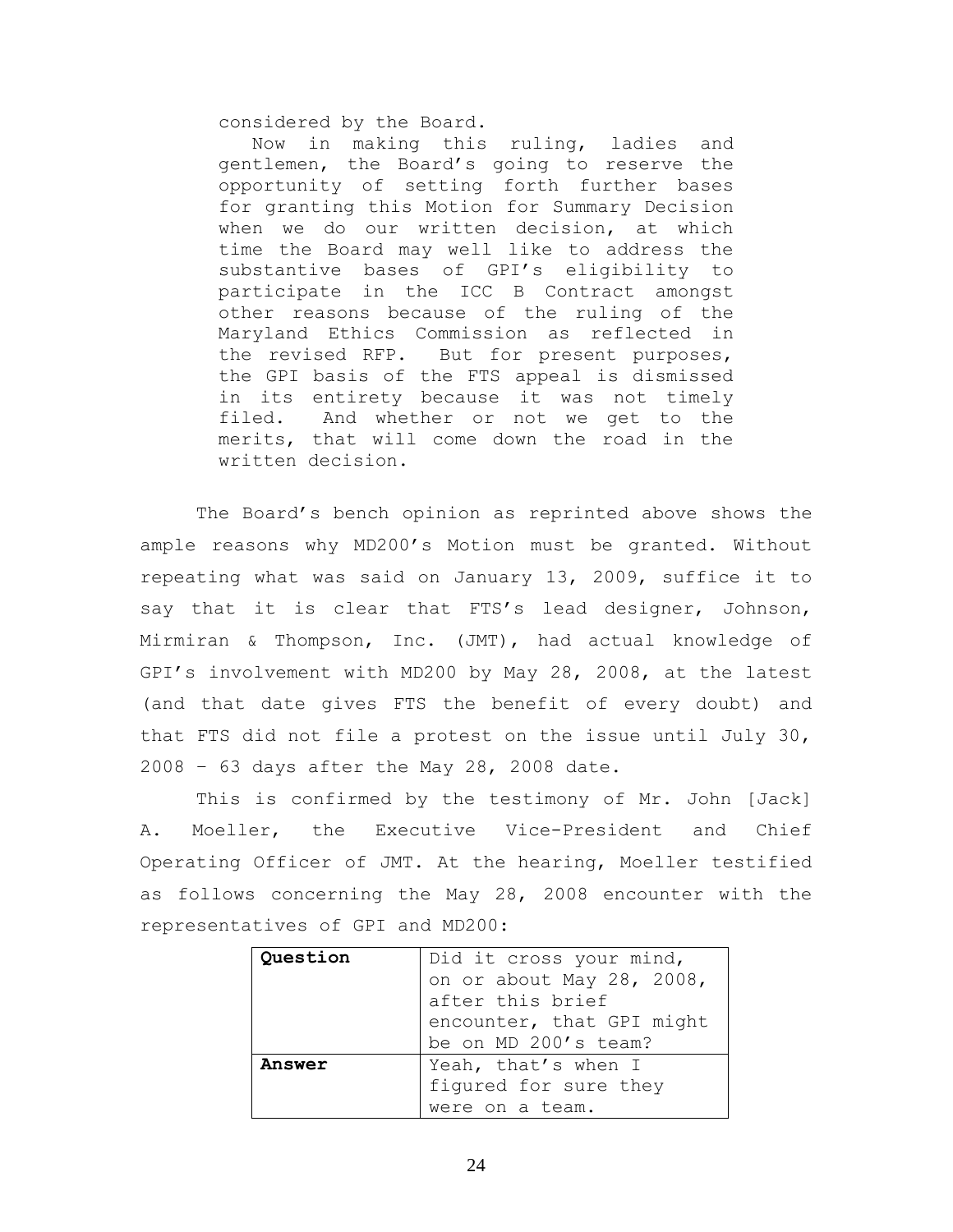considered by the Board.

Now in making this ruling, ladies and gentlemen, the Board's going to reserve the opportunity of setting forth further bases for granting this Motion for Summary Decision when we do our written decision, at which time the Board may well like to address the substantive bases of GPI's eligibility to participate in the ICC B Contract amongst other reasons because of the ruling of the Maryland Ethics Commission as reflected in the revised RFP. But for present purposes, the GPI basis of the FTS appeal is dismissed in its entirety because it was not timely filed. And whether or not we get to the merits, that will come down the road in the written decision.

The Board's bench opinion as reprinted above shows the ample reasons why MD200's Motion must be granted. Without repeating what was said on January 13, 2009, suffice it to say that it is clear that FTS's lead designer, Johnson, Mirmiran & Thompson, Inc. (JMT), had actual knowledge of GPI's involvement with MD200 by May 28, 2008, at the latest (and that date gives FTS the benefit of every doubt) and that FTS did not file a protest on the issue until July 30, 2008 – 63 days after the May 28, 2008 date.

This is confirmed by the testimony of Mr. John [Jack] A. Moeller, the Executive Vice-President and Chief Operating Officer of JMT. At the hearing, Moeller testified as follows concerning the May 28, 2008 encounter with the representatives of GPI and MD200:

| **Question** | Did it cross your mind, on or about May 28, 2008, after this brief encounter, that GPI might be on MD 200's team? |
|---|---|
| **Answer** | Yeah, that's when I figured for sure they were on a team. |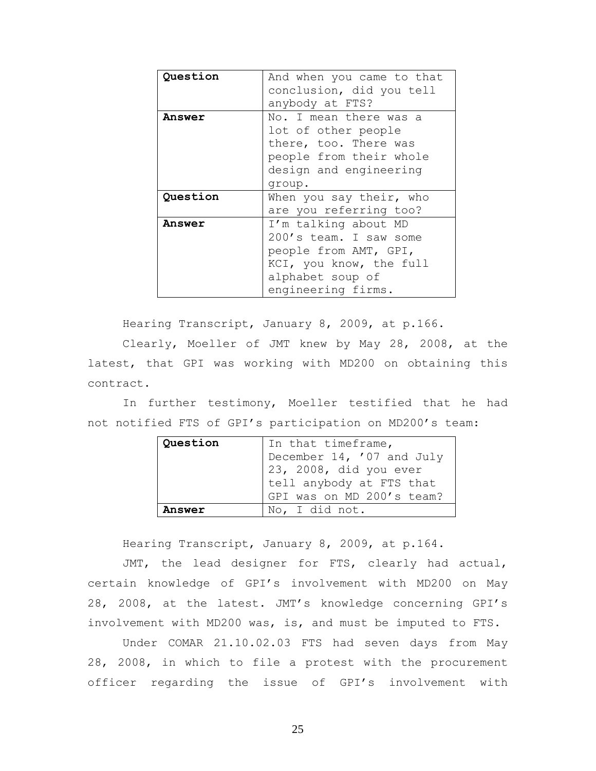| **Question** | And when you came to that conclusion, did you tell anybody at FTS? |
|---|---|
| **Answer** | No. I mean there was a lot of other people there, too. There was people from their whole design and engineering group. |
| **Question** | When you say their, who are you referring too? |
| **Answer** | I'm talking about MD 200's team. I saw some people from AMT, GPI, KCI, you know, the full alphabet soup of engineering firms. |

Hearing Transcript, January 8, 2009, at p.166.

Clearly, Moeller of JMT knew by May 28, 2008, at the latest, that GPI was working with MD200 on obtaining this contract.

In further testimony, Moeller testified that he had not notified FTS of GPI's participation on MD200's team:

| **Question** | In that timeframe, December 14, '07 and July 23, 2008, did you ever tell anybody at FTS that GPI was on MD 200's team? |
|---|---|
| **Answer** | No, I did not. |

Hearing Transcript, January 8, 2009, at p.164.

JMT, the lead designer for FTS, clearly had actual, certain knowledge of GPI's involvement with MD200 on May 28, 2008, at the latest. JMT's knowledge concerning GPI's involvement with MD200 was, is, and must be imputed to FTS.

Under COMAR 21.10.02.03 FTS had seven days from May 28, 2008, in which to file a protest with the procurement officer regarding the issue of GPI's involvement with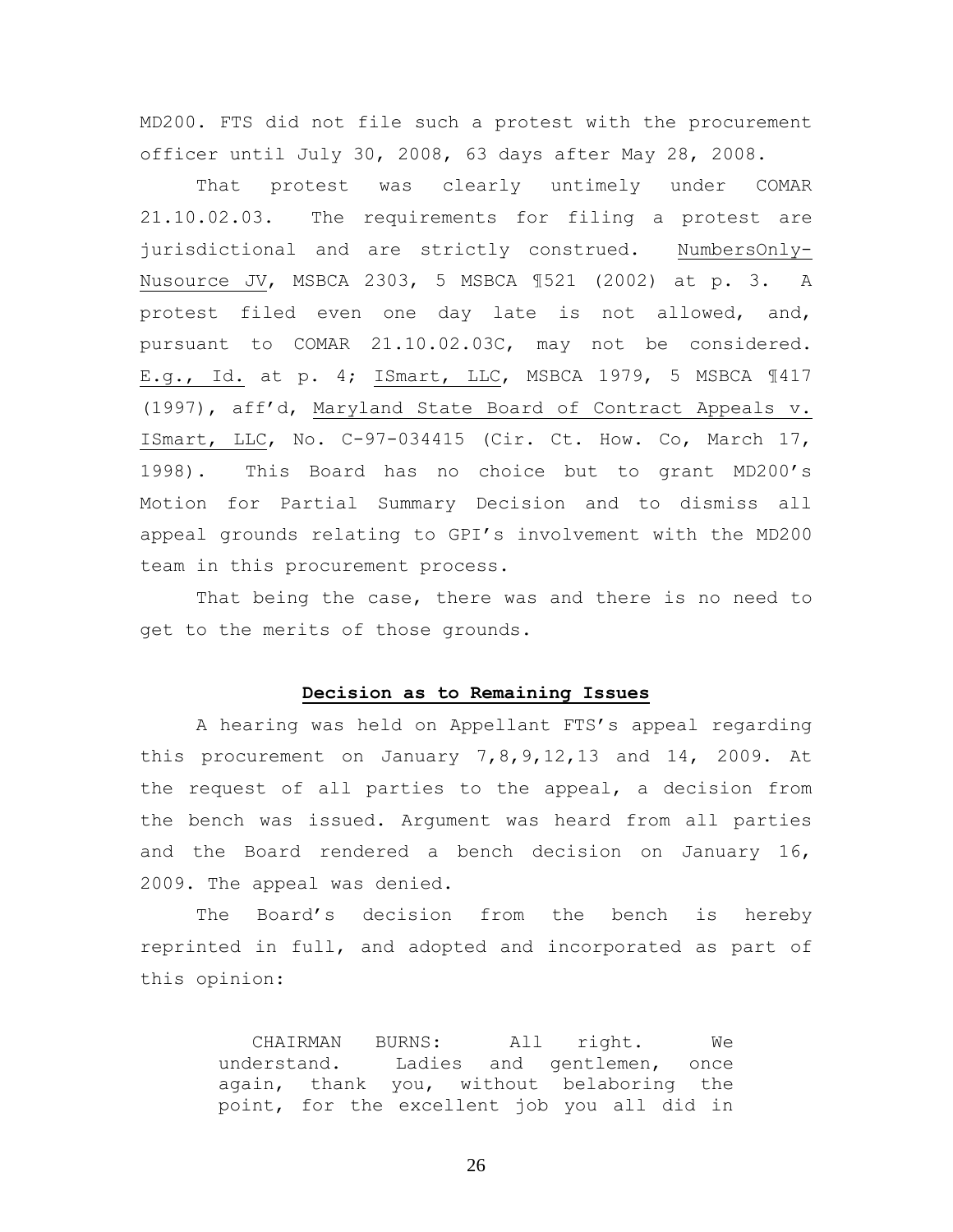MD200. FTS did not file such a protest with the procurement officer until July 30, 2008, 63 days after May 28, 2008.

That protest was clearly untimely under COMAR 21.10.02.03. The requirements for filing a protest are jurisdictional and are strictly construed. NumbersOnly-Nusource JV, MSBCA 2303, 5 MSBCA ¶521 (2002) at p. 3. A protest filed even one day late is not allowed, and, pursuant to COMAR 21.10.02.03C, may not be considered. E.g., Id. at p. 4; ISmart, LLC, MSBCA 1979, 5 MSBCA ¶417 (1997), aff'd, Maryland State Board of Contract Appeals v. ISmart, LLC, No. C-97-034415 (Cir. Ct. How. Co, March 17, 1998). This Board has no choice but to grant MD200's Motion for Partial Summary Decision and to dismiss all appeal grounds relating to GPI's involvement with the MD200 team in this procurement process.

That being the case, there was and there is no need to get to the merits of those grounds.

## **Decision as to Remaining Issues**

A hearing was held on Appellant FTS's appeal regarding this procurement on January 7,8,9,12,13 and 14, 2009. At the request of all parties to the appeal, a decision from the bench was issued. Argument was heard from all parties and the Board rendered a bench decision on January 16, 2009. The appeal was denied.

The Board's decision from the bench is hereby reprinted in full, and adopted and incorporated as part of this opinion:

> CHAIRMAN BURNS: All right. We understand. Ladies and gentlemen, once again, thank you, without belaboring the point, for the excellent job you all did in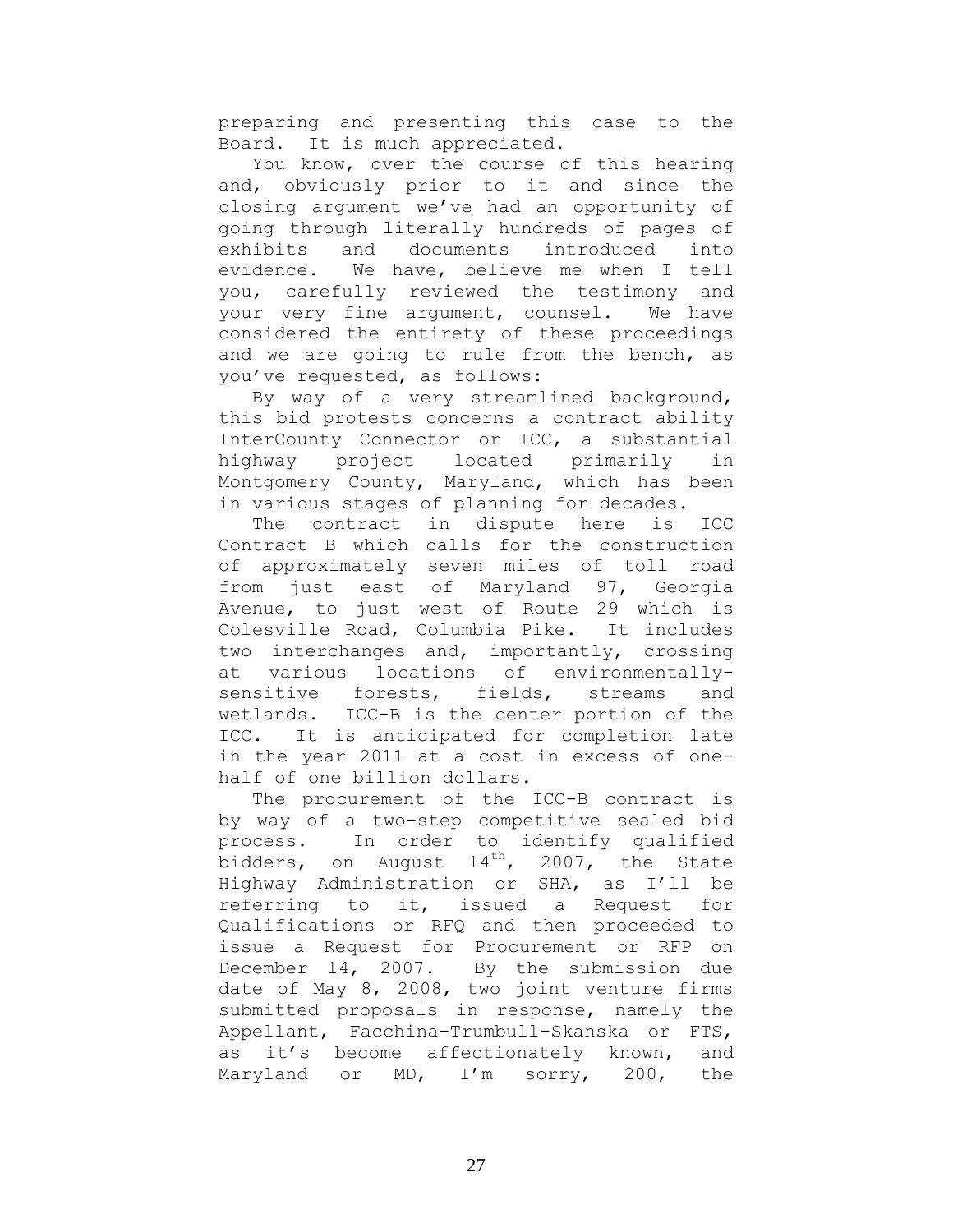preparing and presenting this case to the Board. It is much appreciated.

You know, over the course of this hearing and, obviously prior to it and since the closing argument we've had an opportunity of going through literally hundreds of pages of exhibits and documents introduced into evidence. We have, believe me when I tell you, carefully reviewed the testimony and your very fine argument, counsel. We have considered the entirety of these proceedings and we are going to rule from the bench, as you've requested, as follows:

By way of a very streamlined background, this bid protests concerns a contract ability InterCounty Connector or ICC, a substantial highway project located primarily in Montgomery County, Maryland, which has been in various stages of planning for decades.

The contract in dispute here is ICC Contract B which calls for the construction of approximately seven miles of toll road from just east of Maryland 97, Georgia Avenue, to just west of Route 29 which is Colesville Road, Columbia Pike. It includes two interchanges and, importantly, crossing at various locations of environmentally-sensitive forests, fields, streams and wetlands. ICC-B is the center portion of the ICC. It is anticipated for completion late in the year 2011 at a cost in excess of one-half of one billion dollars.

The procurement of the ICC-B contract is by way of a two-step competitive sealed bid process. In order to identify qualified bidders, on August 14th, 2007, the State Highway Administration or SHA, as I'll be referring to it, issued a Request for Qualifications or RFQ and then proceeded to issue a Request for Procurement or RFP on December 14, 2007. By the submission due date of May 8, 2008, two joint venture firms submitted proposals in response, namely the Appellant, Facchina-Trumbull-Skanska or FTS, as it's become affectionately known, and Maryland or MD, I'm sorry, 200, the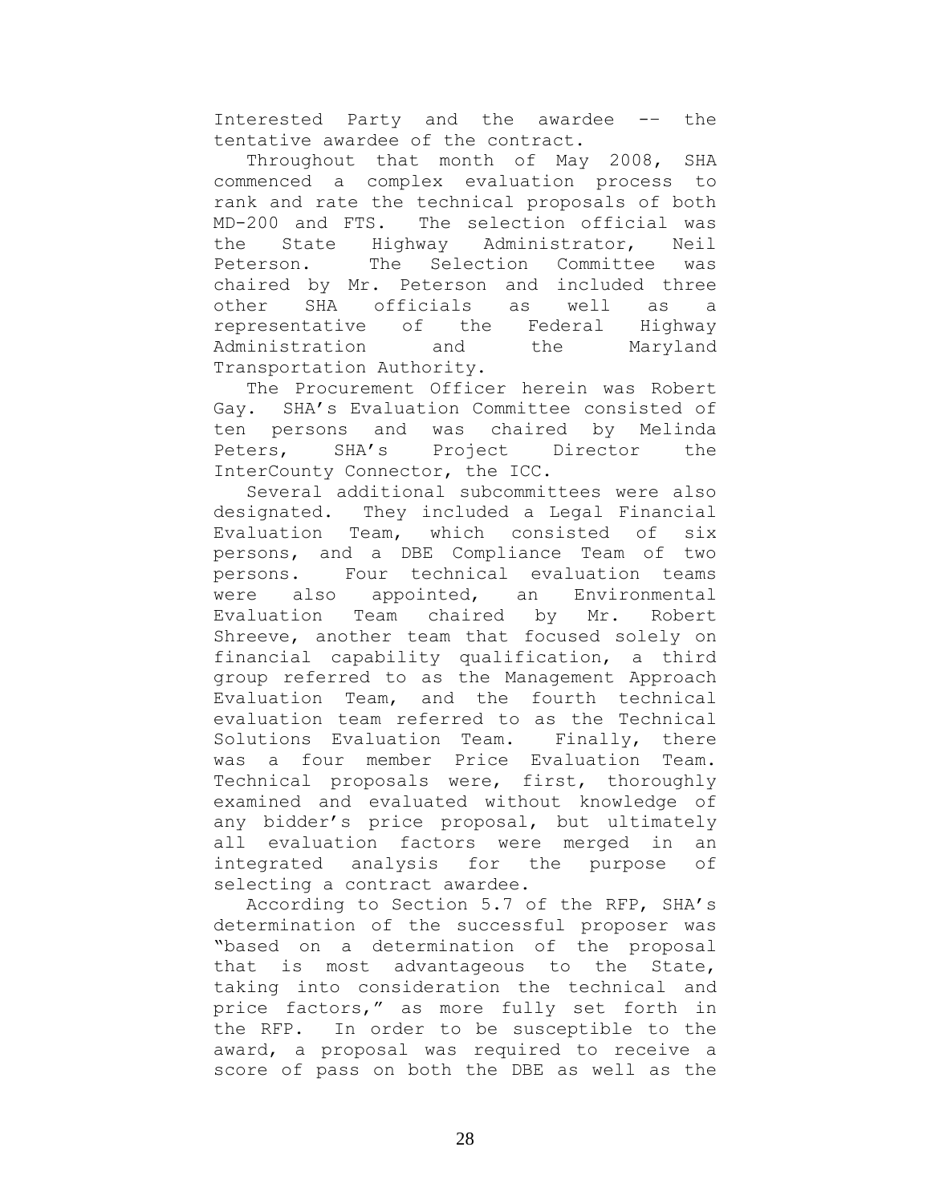Interested Party and the awardee -- the tentative awardee of the contract.

Throughout that month of May 2008, SHA commenced a complex evaluation process to rank and rate the technical proposals of both MD-200 and FTS. The selection official was the State Highway Administrator, Neil Peterson. The Selection Committee was chaired by Mr. Peterson and included three other SHA officials as well as a representative of the Federal Highway Administration and the Maryland Transportation Authority.

The Procurement Officer herein was Robert Gay. SHA's Evaluation Committee consisted of ten persons and was chaired by Melinda Peters, SHA's Project Director the InterCounty Connector, the ICC.

Several additional subcommittees were also designated. They included a Legal Financial Evaluation Team, which consisted of six persons, and a DBE Compliance Team of two persons. Four technical evaluation teams were also appointed, an Environmental Evaluation Team chaired by Mr. Robert Shreeve, another team that focused solely on financial capability qualification, a third group referred to as the Management Approach Evaluation Team, and the fourth technical evaluation team referred to as the Technical Solutions Evaluation Team. Finally, there was a four member Price Evaluation Team. Technical proposals were, first, thoroughly examined and evaluated without knowledge of any bidder's price proposal, but ultimately all evaluation factors were merged in an integrated analysis for the purpose of selecting a contract awardee.

According to Section 5.7 of the RFP, SHA's determination of the successful proposer was "based on a determination of the proposal that is most advantageous to the State, taking into consideration the technical and price factors," as more fully set forth in the RFP. In order to be susceptible to the award, a proposal was required to receive a score of pass on both the DBE as well as the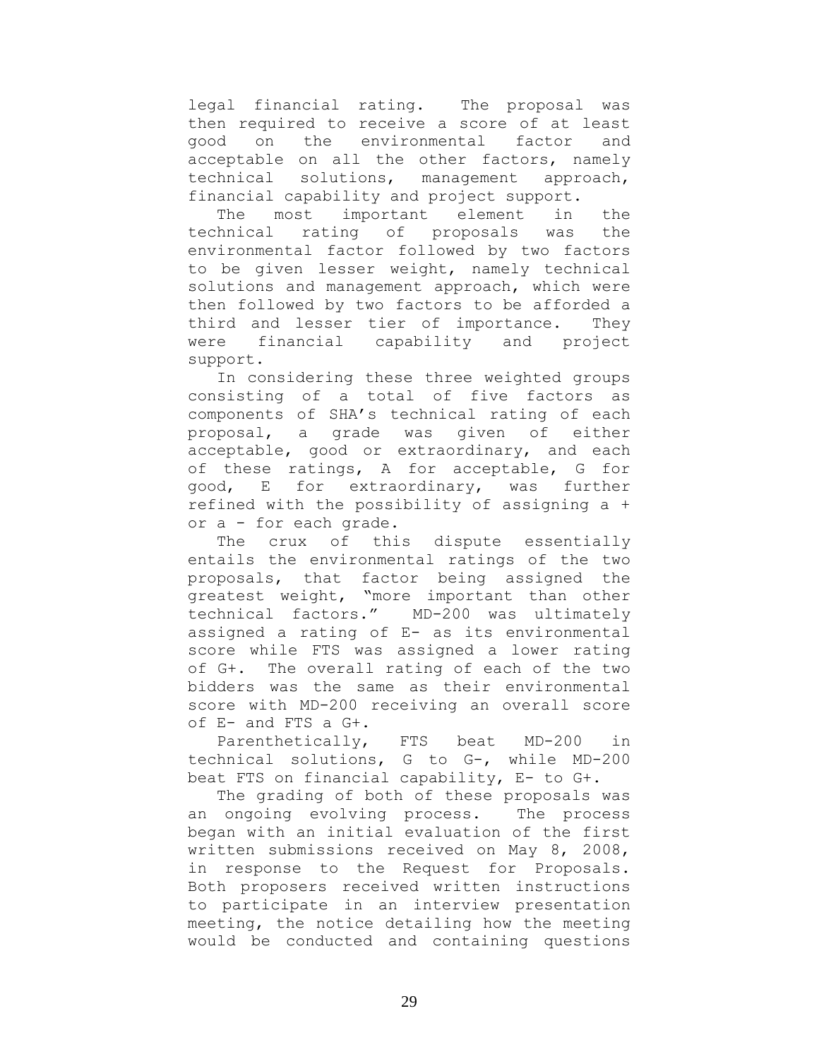legal financial rating. The proposal was then required to receive a score of at least good on the environmental factor and acceptable on all the other factors, namely technical solutions, management approach, financial capability and project support.

The most important element in the technical rating of proposals was the environmental factor followed by two factors to be given lesser weight, namely technical solutions and management approach, which were then followed by two factors to be afforded a third and lesser tier of importance. They were financial capability and project support.

In considering these three weighted groups consisting of a total of five factors as components of SHA's technical rating of each proposal, a grade was given of either acceptable, good or extraordinary, and each of these ratings, A for acceptable, G for good, E for extraordinary, was further refined with the possibility of assigning a + or a - for each grade.

The crux of this dispute essentially entails the environmental ratings of the two proposals, that factor being assigned the greatest weight, "more important than other technical factors." MD-200 was ultimately assigned a rating of E- as its environmental score while FTS was assigned a lower rating of G+. The overall rating of each of the two bidders was the same as their environmental score with MD-200 receiving an overall score of E- and FTS a G+.

Parenthetically, FTS beat MD-200 in technical solutions, G to G-, while MD-200 beat FTS on financial capability, E- to G+.

The grading of both of these proposals was an ongoing evolving process. The process began with an initial evaluation of the first written submissions received on May 8, 2008, in response to the Request for Proposals. Both proposers received written instructions to participate in an interview presentation meeting, the notice detailing how the meeting would be conducted and containing questions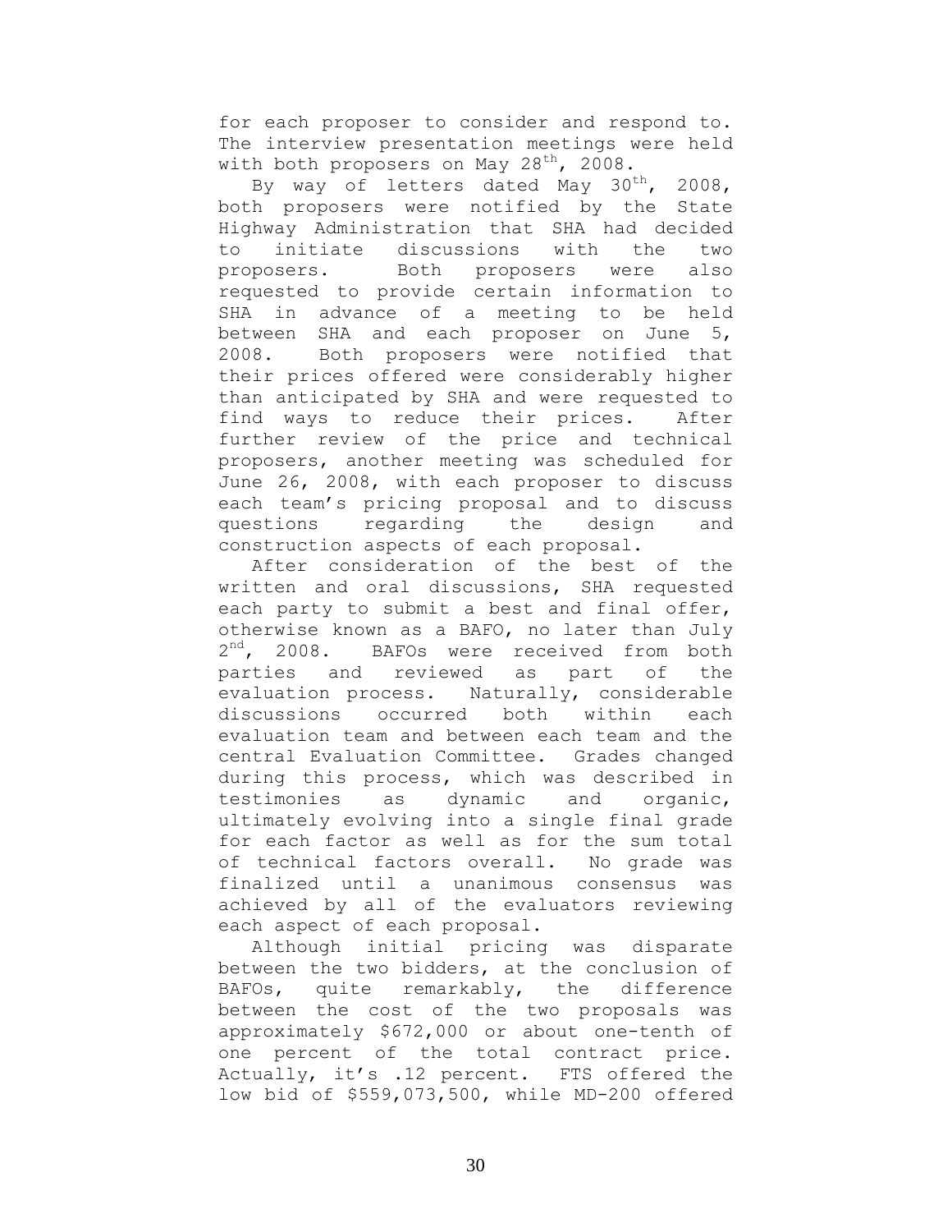for each proposer to consider and respond to. The interview presentation meetings were held with both proposers on May 28th, 2008.

By way of letters dated May 30th, 2008, both proposers were notified by the State Highway Administration that SHA had decided to initiate discussions with the two proposers. Both proposers were also requested to provide certain information to SHA in advance of a meeting to be held between SHA and each proposer on June 5, 2008. Both proposers were notified that their prices offered were considerably higher than anticipated by SHA and were requested to find ways to reduce their prices. After further review of the price and technical proposers, another meeting was scheduled for June 26, 2008, with each proposer to discuss each team's pricing proposal and to discuss questions regarding the design and construction aspects of each proposal.

After consideration of the best of the written and oral discussions, SHA requested each party to submit a best and final offer, otherwise known as a BAFO, no later than July 2nd, 2008. BAFOs were received from both parties and reviewed as part of the evaluation process. Naturally, considerable discussions occurred both within each evaluation team and between each team and the central Evaluation Committee. Grades changed during this process, which was described in testimonies as dynamic and organic, ultimately evolving into a single final grade for each factor as well as for the sum total of technical factors overall. No grade was finalized until a unanimous consensus was achieved by all of the evaluators reviewing each aspect of each proposal.

Although initial pricing was disparate between the two bidders, at the conclusion of BAFOs, quite remarkably, the difference between the cost of the two proposals was approximately $672,000 or about one-tenth of one percent of the total contract price. Actually, it's .12 percent. FTS offered the low bid of $559,073,500, while MD-200 offered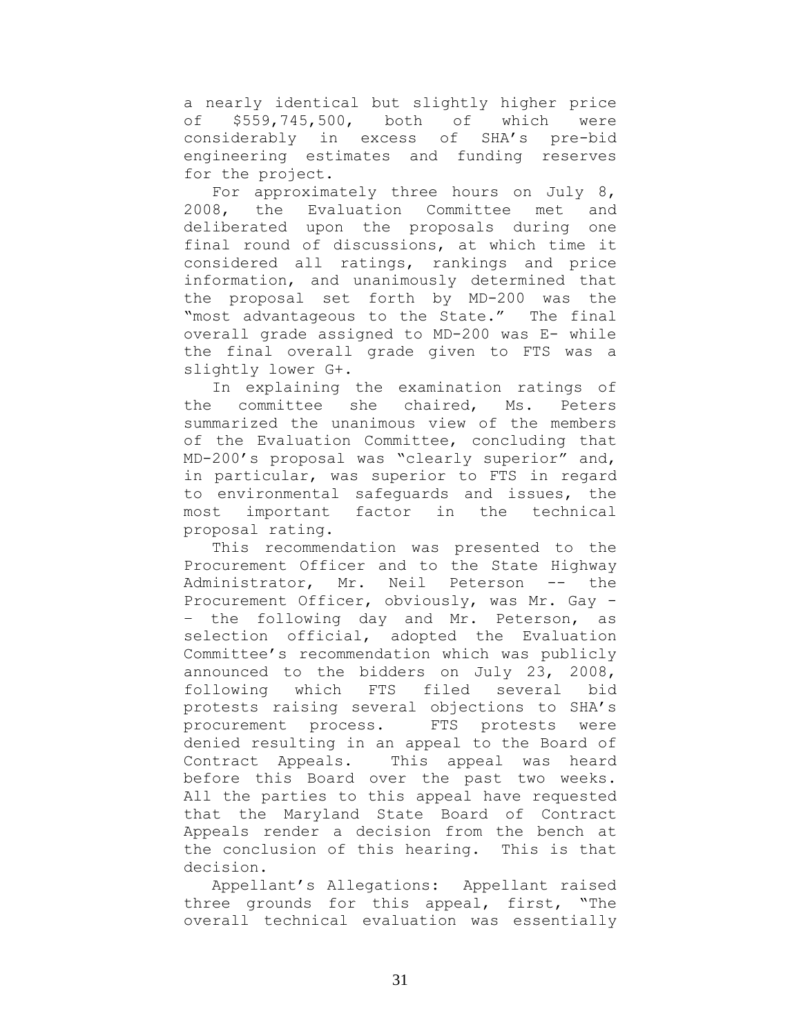a nearly identical but slightly higher price of $559,745,500, both of which were considerably in excess of SHA's pre-bid engineering estimates and funding reserves for the project.

For approximately three hours on July 8, 2008, the Evaluation Committee met and deliberated upon the proposals during one final round of discussions, at which time it considered all ratings, rankings and price information, and unanimously determined that the proposal set forth by MD-200 was the "most advantageous to the State." The final overall grade assigned to MD-200 was E- while the final overall grade given to FTS was a slightly lower G+.

In explaining the examination ratings of the committee she chaired, Ms. Peters summarized the unanimous view of the members of the Evaluation Committee, concluding that MD-200's proposal was "clearly superior" and, in particular, was superior to FTS in regard to environmental safeguards and issues, the most important factor in the technical proposal rating.

This recommendation was presented to the Procurement Officer and to the State Highway Administrator, Mr. Neil Peterson -- the Procurement Officer, obviously, was Mr. Gay -– the following day and Mr. Peterson, as selection official, adopted the Evaluation Committee's recommendation which was publicly announced to the bidders on July 23, 2008, following which FTS filed several bid protests raising several objections to SHA's procurement process. FTS protests were denied resulting in an appeal to the Board of Contract Appeals. This appeal was heard before this Board over the past two weeks. All the parties to this appeal have requested that the Maryland State Board of Contract Appeals render a decision from the bench at the conclusion of this hearing. This is that decision.

Appellant's Allegations: Appellant raised three grounds for this appeal, first, "The overall technical evaluation was essentially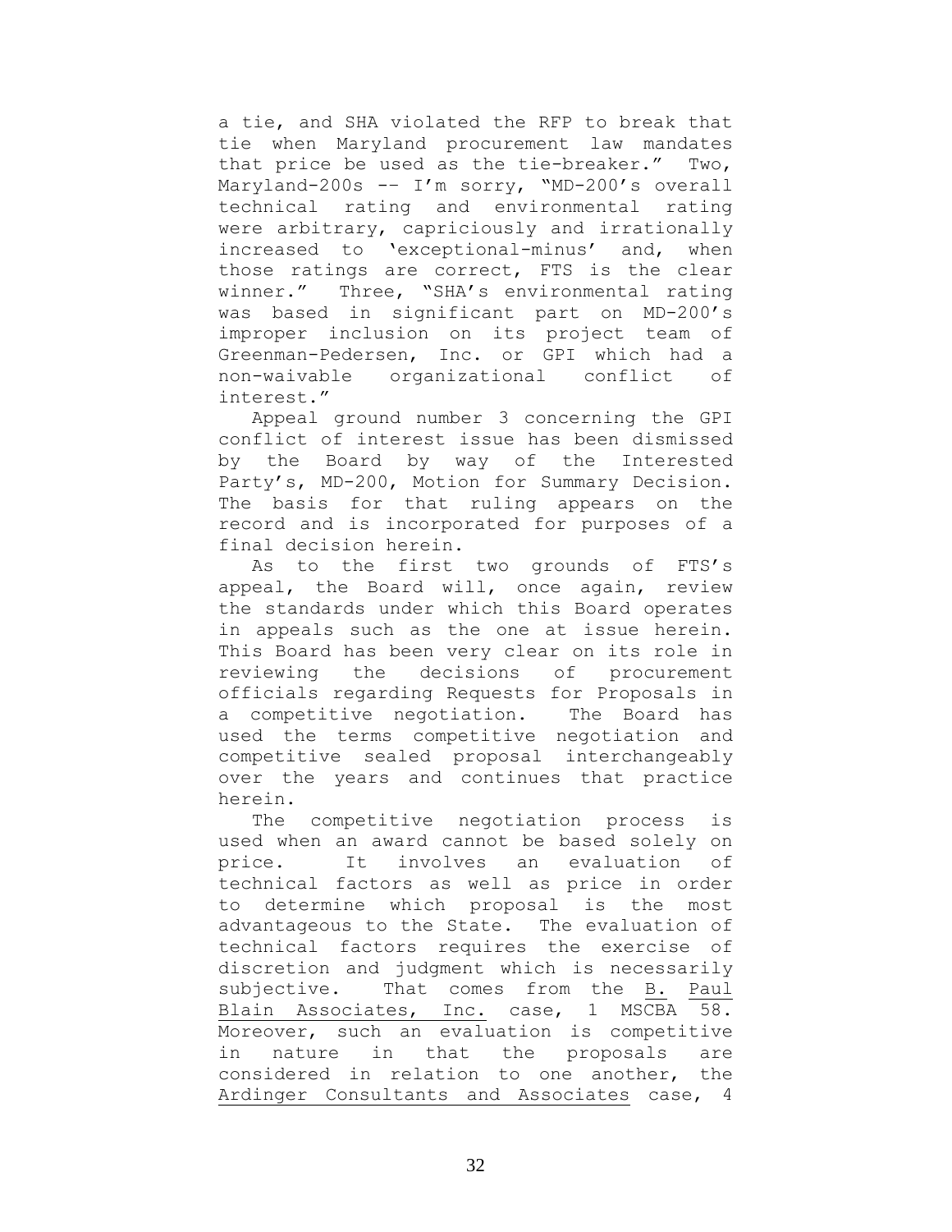a tie, and SHA violated the RFP to break that tie when Maryland procurement law mandates that price be used as the tie-breaker." Two, Maryland-200s -- I'm sorry, "MD-200's overall technical rating and environmental rating were arbitrary, capriciously and irrationally increased to 'exceptional-minus' and, when those ratings are correct, FTS is the clear winner." Three, "SHA's environmental rating was based in significant part on MD-200's improper inclusion on its project team of Greenman-Pedersen, Inc. or GPI which had a non-waivable organizational conflict of interest."

Appeal ground number 3 concerning the GPI conflict of interest issue has been dismissed by the Board by way of the Interested Party's, MD-200, Motion for Summary Decision. The basis for that ruling appears on the record and is incorporated for purposes of a final decision herein.

As to the first two grounds of FTS's appeal, the Board will, once again, review the standards under which this Board operates in appeals such as the one at issue herein. This Board has been very clear on its role in reviewing the decisions of procurement officials regarding Requests for Proposals in a competitive negotiation. The Board has used the terms competitive negotiation and competitive sealed proposal interchangeably over the years and continues that practice herein.

The competitive negotiation process is used when an award cannot be based solely on price. It involves an evaluation of technical factors as well as price in order to determine which proposal is the most advantageous to the State. The evaluation of technical factors requires the exercise of discretion and judgment which is necessarily subjective. That comes from the <u>B. Paul Blain Associates, Inc.</u> case, 1 MSCBA 58. Moreover, such an evaluation is competitive in nature in that the proposals are considered in relation to one another, the <u>Ardinger Consultants and Associates</u> case, 4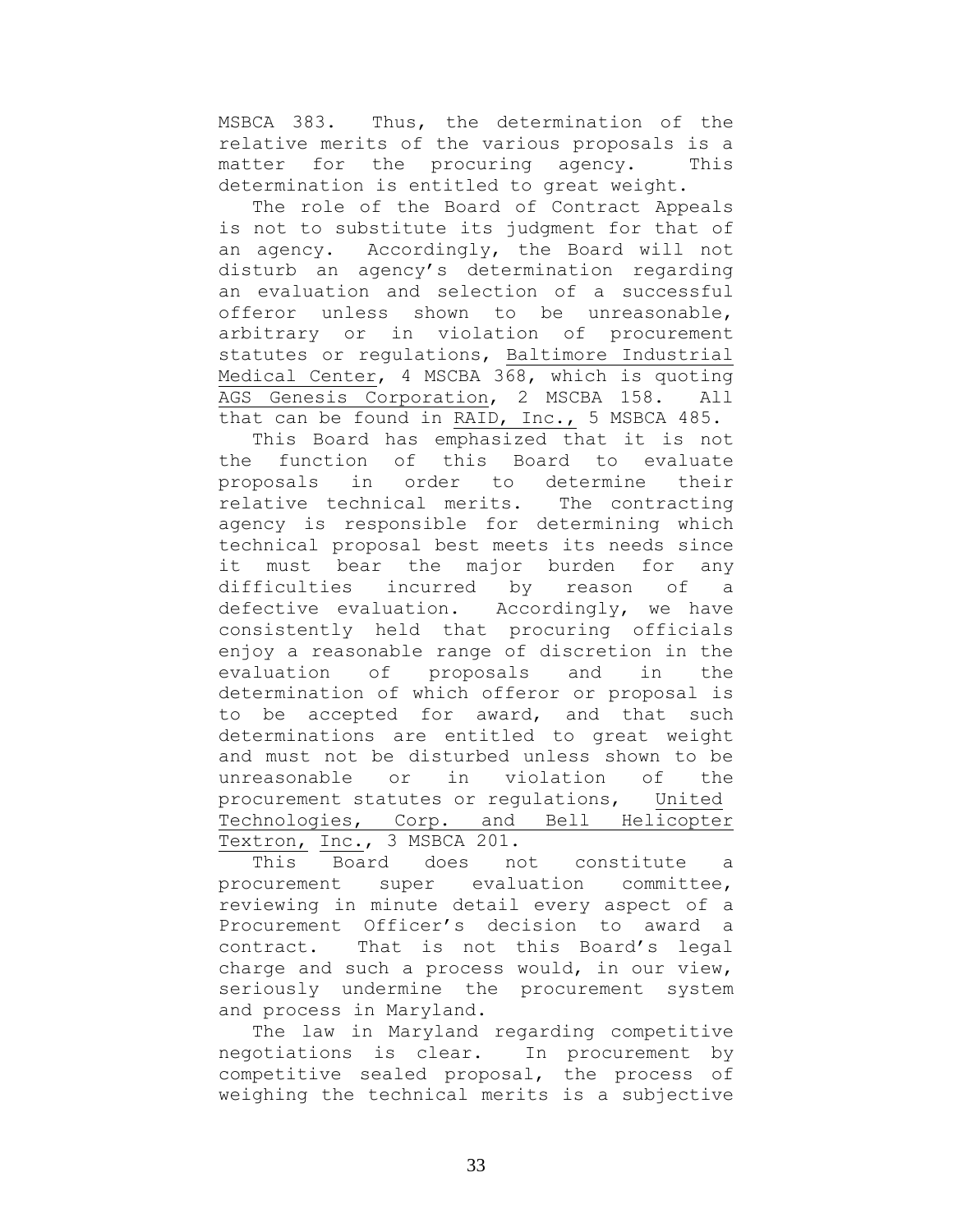MSBCA 383. Thus, the determination of the relative merits of the various proposals is a matter for the procuring agency. This determination is entitled to great weight.

The role of the Board of Contract Appeals is not to substitute its judgment for that of an agency. Accordingly, the Board will not disturb an agency's determination regarding an evaluation and selection of a successful offeror unless shown to be unreasonable, arbitrary or in violation of procurement statutes or regulations, Baltimore Industrial Medical Center, 4 MSCBA 368, which is quoting AGS Genesis Corporation, 2 MSCBA 158. All that can be found in RAID, Inc., 5 MSBCA 485.

This Board has emphasized that it is not the function of this Board to evaluate proposals in order to determine their relative technical merits. The contracting agency is responsible for determining which technical proposal best meets its needs since it must bear the major burden for any difficulties incurred by reason of a defective evaluation. Accordingly, we have consistently held that procuring officials enjoy a reasonable range of discretion in the evaluation of proposals and in the determination of which offeror or proposal is to be accepted for award, and that such determinations are entitled to great weight and must not be disturbed unless shown to be unreasonable or in violation of the procurement statutes or regulations, United Technologies, Corp. and Bell Helicopter Textron, Inc., 3 MSBCA 201.

This Board does not constitute a procurement super evaluation committee, reviewing in minute detail every aspect of a Procurement Officer's decision to award a contract. That is not this Board's legal charge and such a process would, in our view, seriously undermine the procurement system and process in Maryland.

The law in Maryland regarding competitive negotiations is clear. In procurement by competitive sealed proposal, the process of weighing the technical merits is a subjective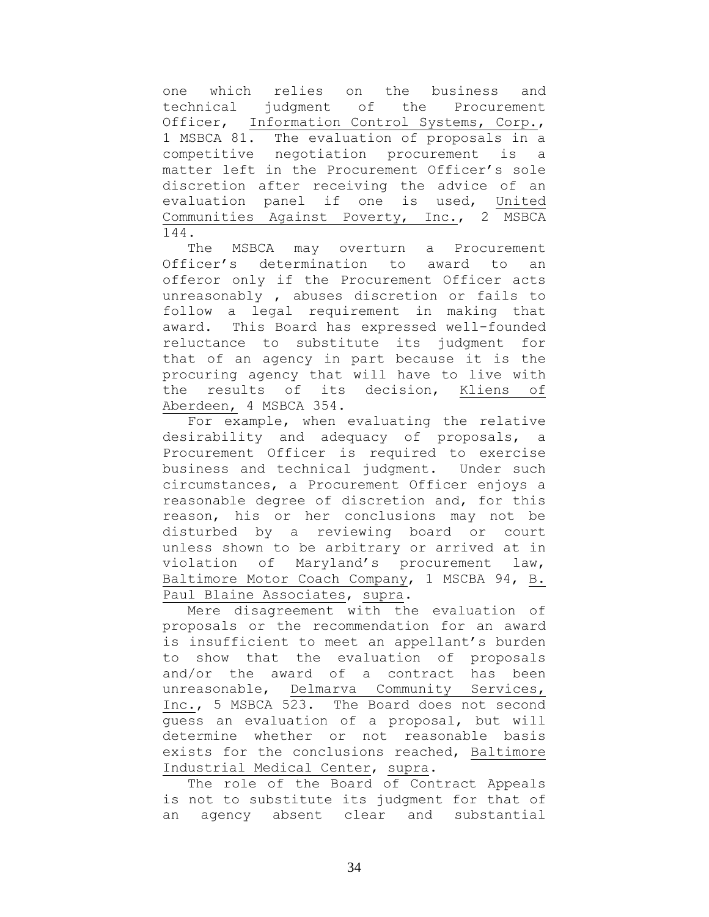one which relies on the business and technical judgment of the Procurement Officer, Information Control Systems, Corp., 1 MSBCA 81. The evaluation of proposals in a competitive negotiation procurement is a matter left in the Procurement Officer's sole discretion after receiving the advice of an evaluation panel if one is used, United Communities Against Poverty, Inc., 2 MSBCA 144.

The MSBCA may overturn a Procurement Officer's determination to award to an offeror only if the Procurement Officer acts unreasonably , abuses discretion or fails to follow a legal requirement in making that award. This Board has expressed well-founded reluctance to substitute its judgment for that of an agency in part because it is the procuring agency that will have to live with the results of its decision, Kliens of Aberdeen, 4 MSBCA 354.

For example, when evaluating the relative desirability and adequacy of proposals, a Procurement Officer is required to exercise business and technical judgment. Under such circumstances, a Procurement Officer enjoys a reasonable degree of discretion and, for this reason, his or her conclusions may not be disturbed by a reviewing board or court unless shown to be arbitrary or arrived at in violation of Maryland's procurement law, Baltimore Motor Coach Company, 1 MSCBA 94, B. Paul Blaine Associates, supra.

Mere disagreement with the evaluation of proposals or the recommendation for an award is insufficient to meet an appellant's burden to show that the evaluation of proposals and/or the award of a contract has been unreasonable, Delmarva Community Services, Inc., 5 MSBCA 523. The Board does not second guess an evaluation of a proposal, but will determine whether or not reasonable basis exists for the conclusions reached, Baltimore Industrial Medical Center, supra.

The role of the Board of Contract Appeals is not to substitute its judgment for that of an agency absent clear and substantial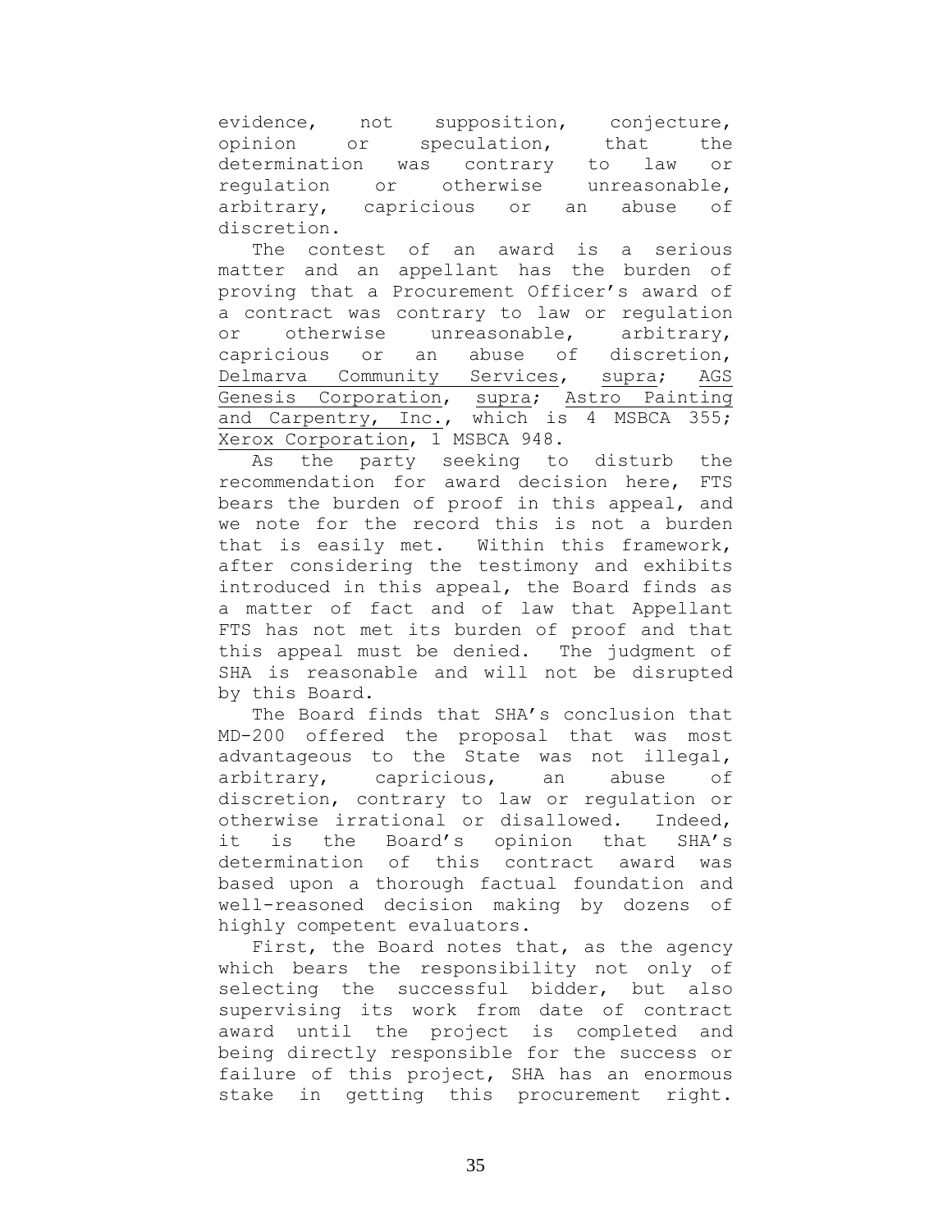evidence, not supposition, conjecture, opinion or speculation, that the determination was contrary to law or regulation or otherwise unreasonable, arbitrary, capricious or an abuse of discretion.

The contest of an award is a serious matter and an appellant has the burden of proving that a Procurement Officer's award of a contract was contrary to law or regulation or otherwise unreasonable, arbitrary, capricious or an abuse of discretion, Delmarva Community Services, supra; AGS Genesis Corporation, supra; Astro Painting and Carpentry, Inc., which is 4 MSBCA 355; Xerox Corporation, 1 MSBCA 948.

As the party seeking to disturb the recommendation for award decision here, FTS bears the burden of proof in this appeal, and we note for the record this is not a burden that is easily met. Within this framework, after considering the testimony and exhibits introduced in this appeal, the Board finds as a matter of fact and of law that Appellant FTS has not met its burden of proof and that this appeal must be denied. The judgment of SHA is reasonable and will not be disrupted by this Board.

The Board finds that SHA's conclusion that MD-200 offered the proposal that was most advantageous to the State was not illegal, arbitrary, capricious, an abuse of discretion, contrary to law or regulation or otherwise irrational or disallowed. Indeed, it is the Board's opinion that SHA's determination of this contract award was based upon a thorough factual foundation and well-reasoned decision making by dozens of highly competent evaluators.

First, the Board notes that, as the agency which bears the responsibility not only of selecting the successful bidder, but also supervising its work from date of contract award until the project is completed and being directly responsible for the success or failure of this project, SHA has an enormous stake in getting this procurement right.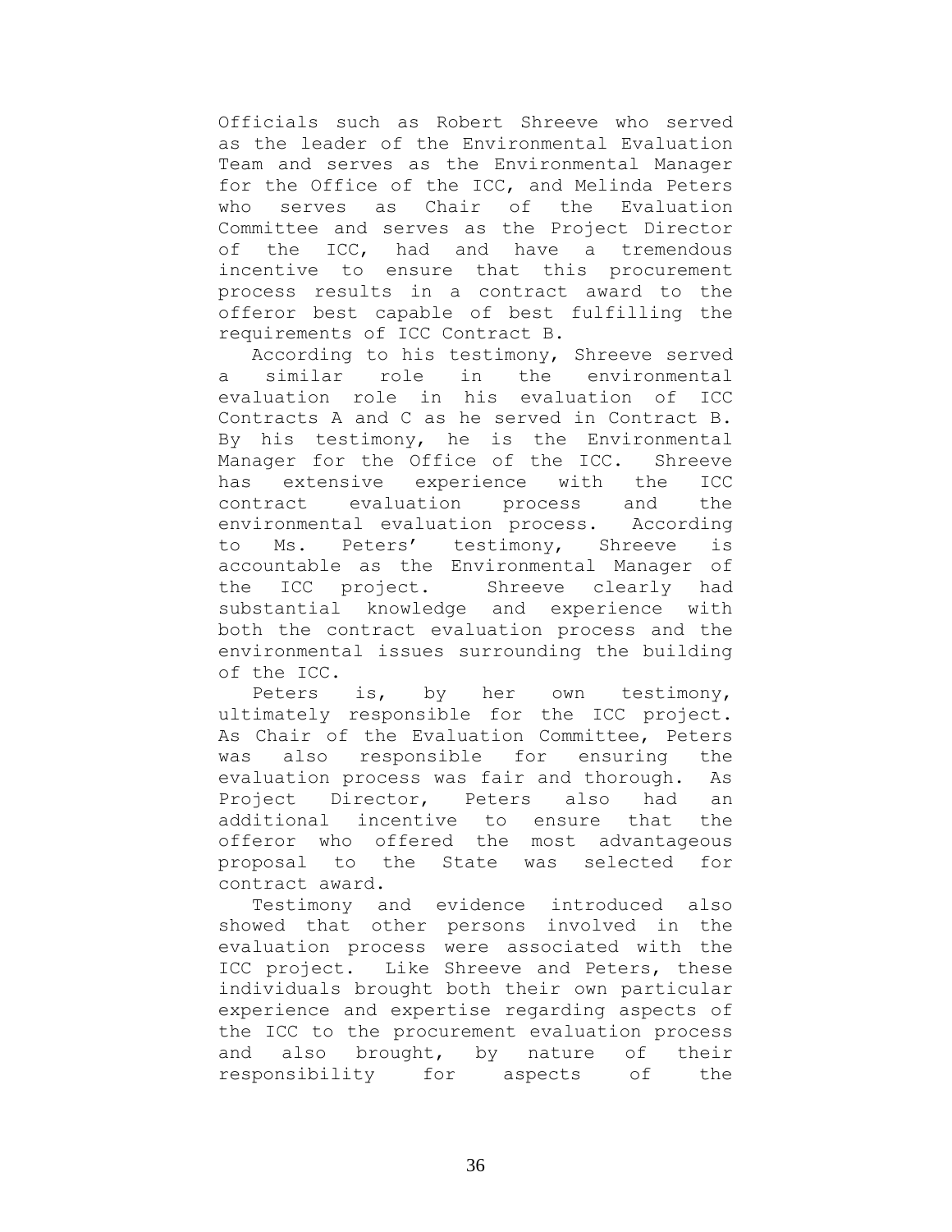Officials such as Robert Shreeve who served as the leader of the Environmental Evaluation Team and serves as the Environmental Manager for the Office of the ICC, and Melinda Peters who serves as Chair of the Evaluation Committee and serves as the Project Director of the ICC, had and have a tremendous incentive to ensure that this procurement process results in a contract award to the offeror best capable of best fulfilling the requirements of ICC Contract B.

According to his testimony, Shreeve served a similar role in the environmental evaluation role in his evaluation of ICC Contracts A and C as he served in Contract B. By his testimony, he is the Environmental Manager for the Office of the ICC. Shreeve has extensive experience with the ICC contract evaluation process and the environmental evaluation process. According to Ms. Peters' testimony, Shreeve is accountable as the Environmental Manager of the ICC project. Shreeve clearly had substantial knowledge and experience with both the contract evaluation process and the environmental issues surrounding the building of the ICC.

Peters is, by her own testimony, ultimately responsible for the ICC project. As Chair of the Evaluation Committee, Peters was also responsible for ensuring the evaluation process was fair and thorough. As Project Director, Peters also had an additional incentive to ensure that the offeror who offered the most advantageous proposal to the State was selected for contract award.

Testimony and evidence introduced also showed that other persons involved in the evaluation process were associated with the ICC project. Like Shreeve and Peters, these individuals brought both their own particular experience and expertise regarding aspects of the ICC to the procurement evaluation process and also brought, by nature of their responsibility for aspects of the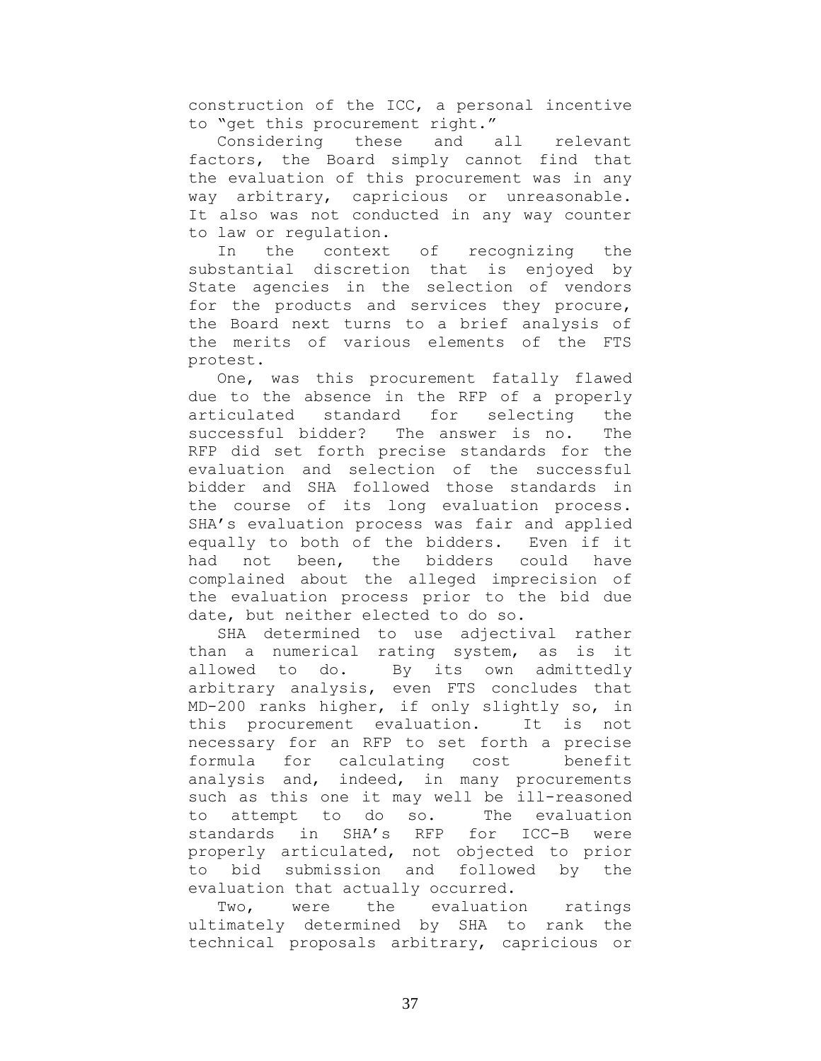construction of the ICC, a personal incentive to "get this procurement right."

Considering these and all relevant factors, the Board simply cannot find that the evaluation of this procurement was in any way arbitrary, capricious or unreasonable. It also was not conducted in any way counter to law or regulation.

In the context of recognizing the substantial discretion that is enjoyed by State agencies in the selection of vendors for the products and services they procure, the Board next turns to a brief analysis of the merits of various elements of the FTS protest.

One, was this procurement fatally flawed due to the absence in the RFP of a properly articulated standard for selecting the successful bidder? The answer is no. The RFP did set forth precise standards for the evaluation and selection of the successful bidder and SHA followed those standards in the course of its long evaluation process. SHA's evaluation process was fair and applied equally to both of the bidders. Even if it had not been, the bidders could have complained about the alleged imprecision of the evaluation process prior to the bid due date, but neither elected to do so.

SHA determined to use adjectival rather than a numerical rating system, as is it allowed to do. By its own admittedly arbitrary analysis, even FTS concludes that MD-200 ranks higher, if only slightly so, in this procurement evaluation. It is not necessary for an RFP to set forth a precise formula for calculating cost benefit analysis and, indeed, in many procurements such as this one it may well be ill-reasoned to attempt to do so. The evaluation standards in SHA's RFP for ICC-B were properly articulated, not objected to prior to bid submission and followed by the evaluation that actually occurred.

Two, were the evaluation ratings ultimately determined by SHA to rank the technical proposals arbitrary, capricious or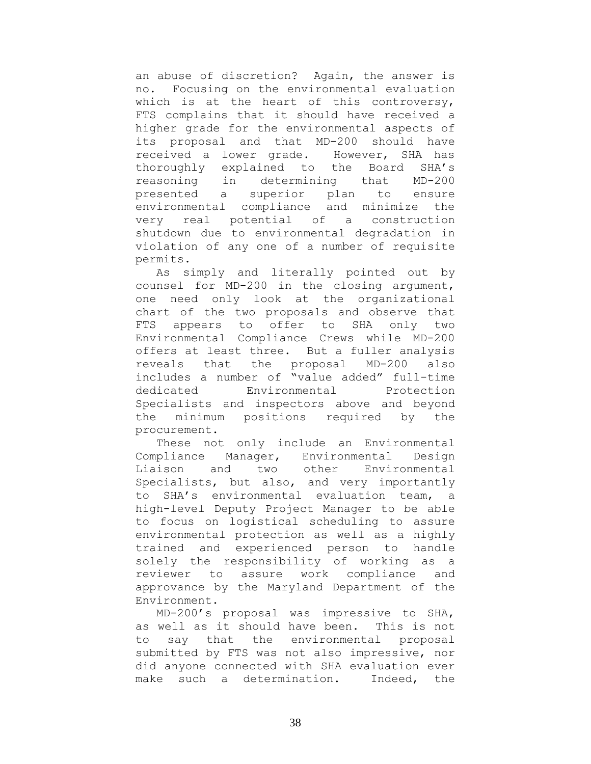an abuse of discretion? Again, the answer is no. Focusing on the environmental evaluation which is at the heart of this controversy, FTS complains that it should have received a higher grade for the environmental aspects of its proposal and that MD-200 should have received a lower grade. However, SHA has thoroughly explained to the Board SHA's reasoning in determining that MD-200 presented a superior plan to ensure environmental compliance and minimize the very real potential of a construction shutdown due to environmental degradation in violation of any one of a number of requisite permits.

As simply and literally pointed out by counsel for MD-200 in the closing argument, one need only look at the organizational chart of the two proposals and observe that FTS appears to offer to SHA only two Environmental Compliance Crews while MD-200 offers at least three. But a fuller analysis reveals that the proposal MD-200 also includes a number of "value added" full-time dedicated Environmental Protection Specialists and inspectors above and beyond the minimum positions required by the procurement.

These not only include an Environmental Compliance Manager, Environmental Design Liaison and two other Environmental Specialists, but also, and very importantly to SHA's environmental evaluation team, a high-level Deputy Project Manager to be able to focus on logistical scheduling to assure environmental protection as well as a highly trained and experienced person to handle solely the responsibility of working as a reviewer to assure work compliance and approvance by the Maryland Department of the Environment.

MD-200's proposal was impressive to SHA, as well as it should have been. This is not to say that the environmental proposal submitted by FTS was not also impressive, nor did anyone connected with SHA evaluation ever make such a determination. Indeed, the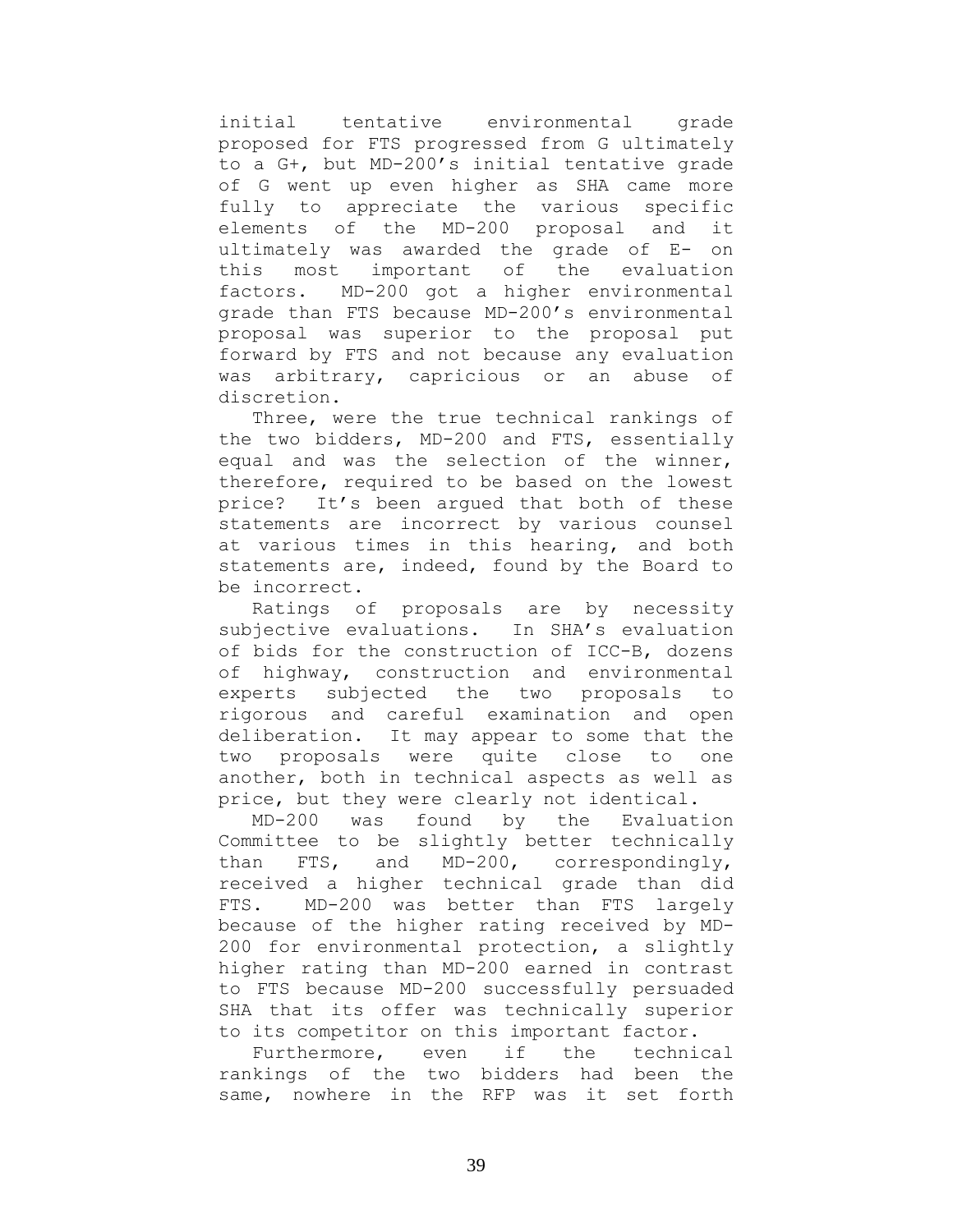initial tentative environmental grade proposed for FTS progressed from G ultimately to a G+, but MD-200's initial tentative grade of G went up even higher as SHA came more fully to appreciate the various specific elements of the MD-200 proposal and it ultimately was awarded the grade of E- on this most important of the evaluation factors. MD-200 got a higher environmental grade than FTS because MD-200's environmental proposal was superior to the proposal put forward by FTS and not because any evaluation was arbitrary, capricious or an abuse of discretion.

Three, were the true technical rankings of the two bidders, MD-200 and FTS, essentially equal and was the selection of the winner, therefore, required to be based on the lowest price? It's been argued that both of these statements are incorrect by various counsel at various times in this hearing, and both statements are, indeed, found by the Board to be incorrect.

Ratings of proposals are by necessity subjective evaluations. In SHA's evaluation of bids for the construction of ICC-B, dozens of highway, construction and environmental experts subjected the two proposals to rigorous and careful examination and open deliberation. It may appear to some that the two proposals were quite close to one another, both in technical aspects as well as price, but they were clearly not identical.

MD-200 was found by the Evaluation Committee to be slightly better technically than FTS, and MD-200, correspondingly, received a higher technical grade than did FTS. MD-200 was better than FTS largely because of the higher rating received by MD-200 for environmental protection, a slightly higher rating than MD-200 earned in contrast to FTS because MD-200 successfully persuaded SHA that its offer was technically superior to its competitor on this important factor.

Furthermore, even if the technical rankings of the two bidders had been the same, nowhere in the RFP was it set forth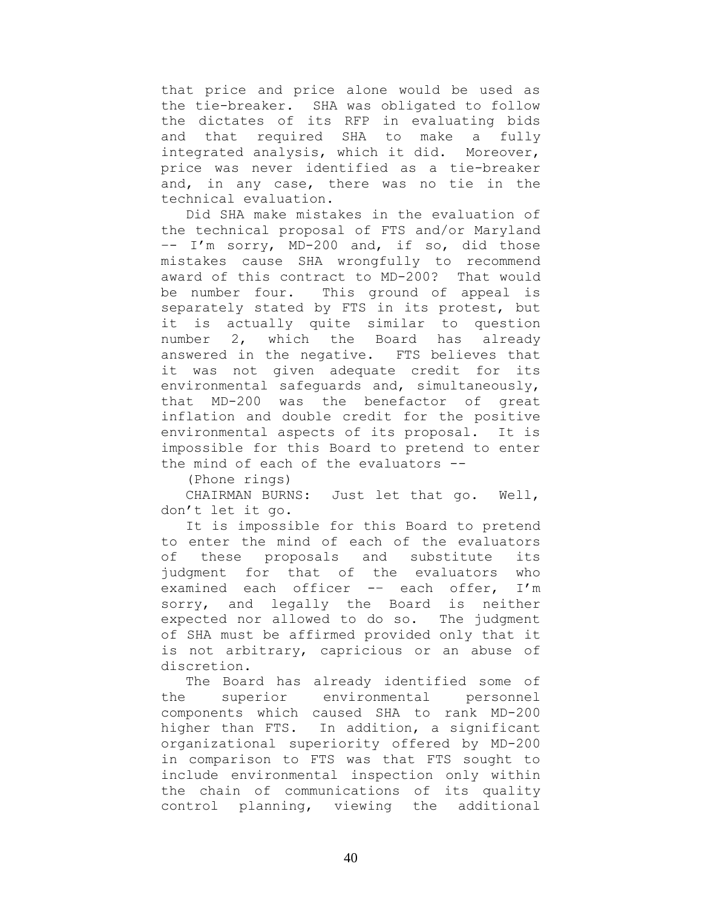that price and price alone would be used as the tie-breaker. SHA was obligated to follow the dictates of its RFP in evaluating bids and that required SHA to make a fully integrated analysis, which it did. Moreover, price was never identified as a tie-breaker and, in any case, there was no tie in the technical evaluation.

Did SHA make mistakes in the evaluation of the technical proposal of FTS and/or Maryland -- I'm sorry, MD-200 and, if so, did those mistakes cause SHA wrongfully to recommend award of this contract to MD-200? That would be number four. This ground of appeal is separately stated by FTS in its protest, but it is actually quite similar to question number 2, which the Board has already answered in the negative. FTS believes that it was not given adequate credit for its environmental safeguards and, simultaneously, that MD-200 was the benefactor of great inflation and double credit for the positive environmental aspects of its proposal. It is impossible for this Board to pretend to enter the mind of each of the evaluators --

(Phone rings)

CHAIRMAN BURNS: Just let that go. Well, don't let it go.

It is impossible for this Board to pretend to enter the mind of each of the evaluators of these proposals and substitute its judgment for that of the evaluators who examined each officer -- each offer, I'm sorry, and legally the Board is neither expected nor allowed to do so. The judgment of SHA must be affirmed provided only that it is not arbitrary, capricious or an abuse of discretion.

The Board has already identified some of the superior environmental personnel components which caused SHA to rank MD-200 higher than FTS. In addition, a significant organizational superiority offered by MD-200 in comparison to FTS was that FTS sought to include environmental inspection only within the chain of communications of its quality control planning, viewing the additional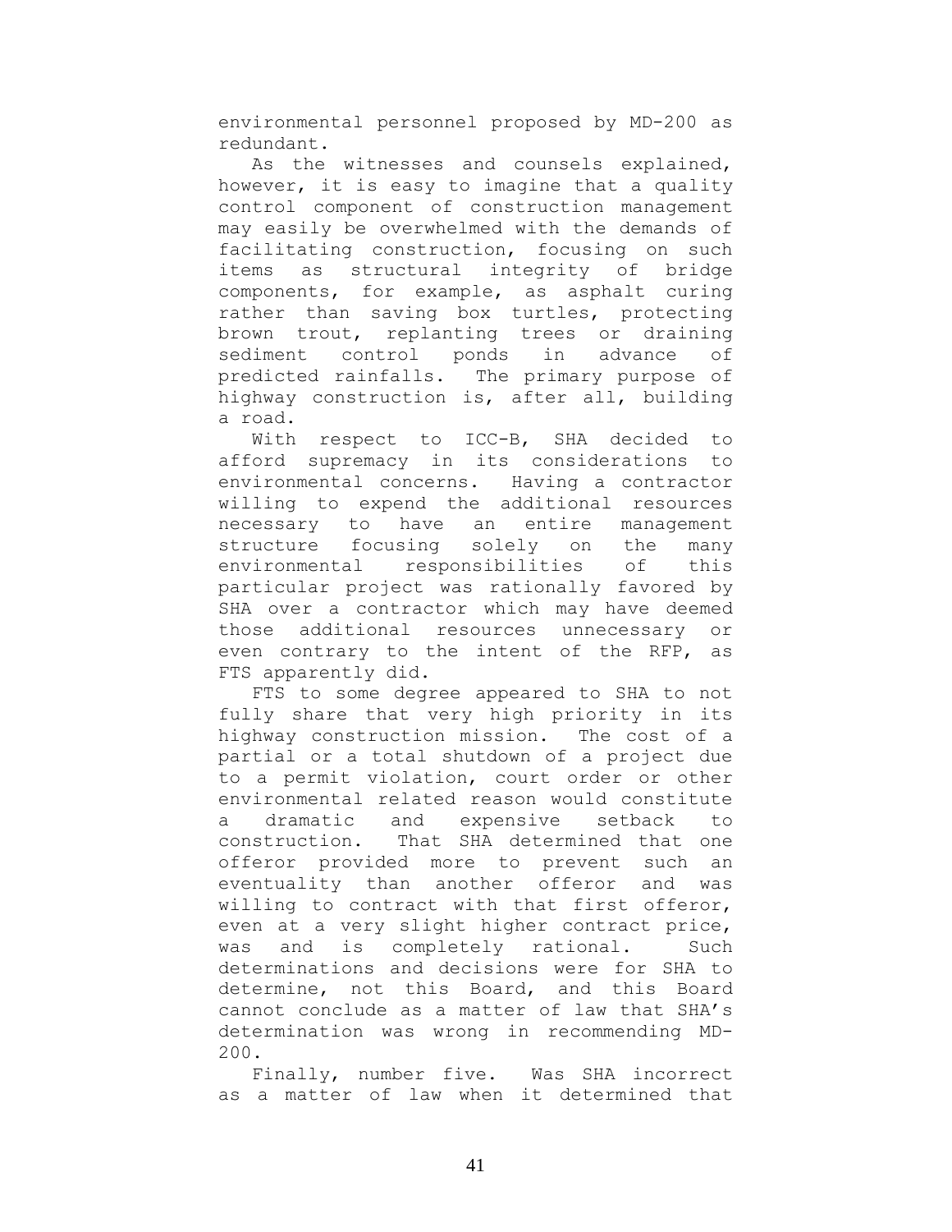environmental personnel proposed by MD-200 as redundant.

As the witnesses and counsels explained, however, it is easy to imagine that a quality control component of construction management may easily be overwhelmed with the demands of facilitating construction, focusing on such items as structural integrity of bridge components, for example, as asphalt curing rather than saving box turtles, protecting brown trout, replanting trees or draining sediment control ponds in advance of predicted rainfalls. The primary purpose of highway construction is, after all, building a road.

With respect to ICC-B, SHA decided to afford supremacy in its considerations to environmental concerns. Having a contractor willing to expend the additional resources necessary to have an entire management structure focusing solely on the many environmental responsibilities of this particular project was rationally favored by SHA over a contractor which may have deemed those additional resources unnecessary or even contrary to the intent of the RFP, as FTS apparently did.

FTS to some degree appeared to SHA to not fully share that very high priority in its highway construction mission. The cost of a partial or a total shutdown of a project due to a permit violation, court order or other environmental related reason would constitute a dramatic and expensive setback to construction. That SHA determined that one offeror provided more to prevent such an eventuality than another offeror and was willing to contract with that first offeror, even at a very slight higher contract price, was and is completely rational. Such determinations and decisions were for SHA to determine, not this Board, and this Board cannot conclude as a matter of law that SHA's determination was wrong in recommending MD-200.

Finally, number five. Was SHA incorrect as a matter of law when it determined that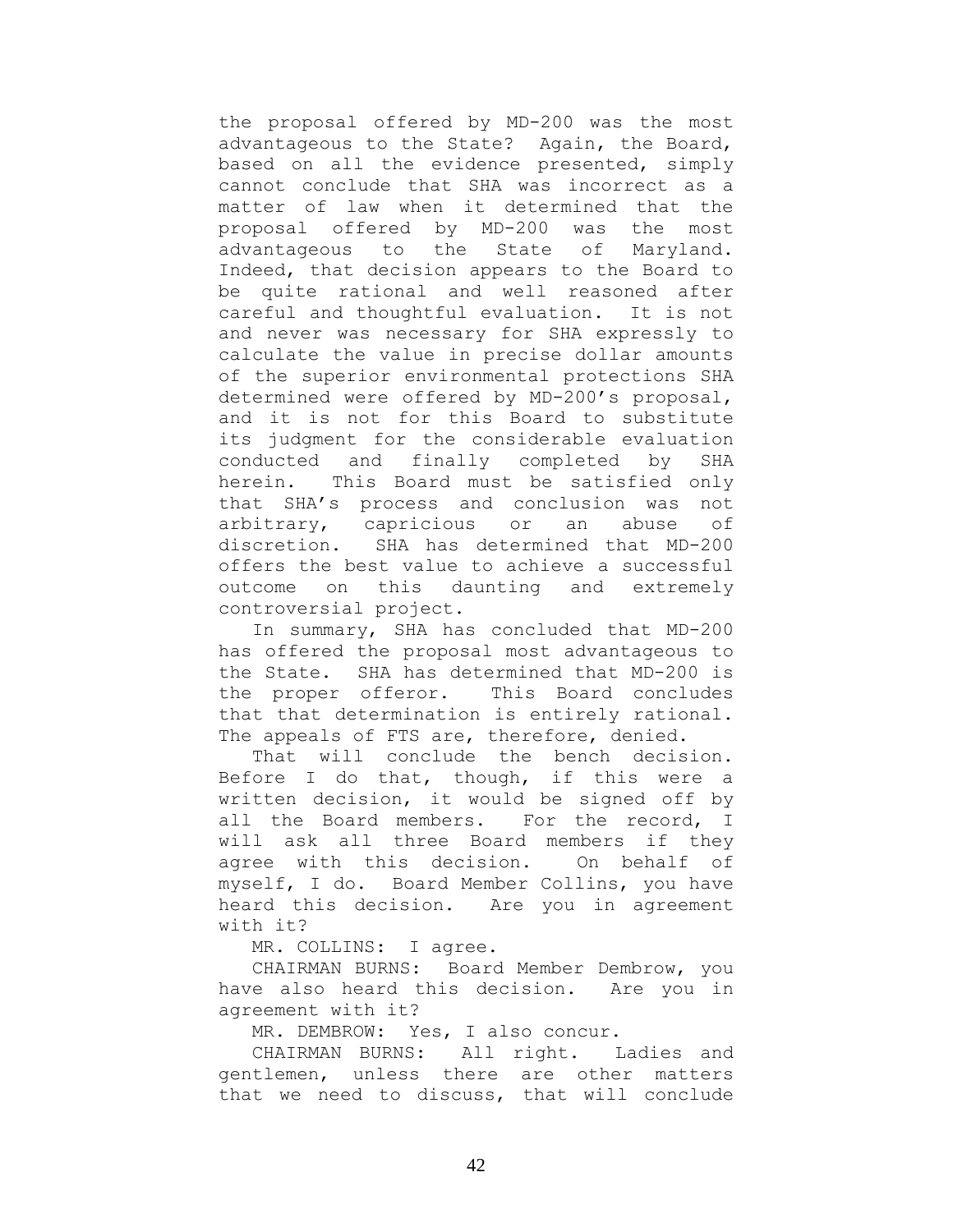the proposal offered by MD-200 was the most advantageous to the State? Again, the Board, based on all the evidence presented, simply cannot conclude that SHA was incorrect as a matter of law when it determined that the proposal offered by MD-200 was the most advantageous to the State of Maryland. Indeed, that decision appears to the Board to be quite rational and well reasoned after careful and thoughtful evaluation. It is not and never was necessary for SHA expressly to calculate the value in precise dollar amounts of the superior environmental protections SHA determined were offered by MD-200's proposal, and it is not for this Board to substitute its judgment for the considerable evaluation conducted and finally completed by SHA herein. This Board must be satisfied only that SHA's process and conclusion was not arbitrary, capricious or an abuse of discretion. SHA has determined that MD-200 offers the best value to achieve a successful outcome on this daunting and extremely controversial project.

In summary, SHA has concluded that MD-200 has offered the proposal most advantageous to the State. SHA has determined that MD-200 is the proper offeror. This Board concludes that that determination is entirely rational. The appeals of FTS are, therefore, denied.

That will conclude the bench decision. Before I do that, though, if this were a written decision, it would be signed off by all the Board members. For the record, I will ask all three Board members if they agree with this decision. On behalf of myself, I do. Board Member Collins, you have heard this decision. Are you in agreement with it?

MR. COLLINS: I agree.

CHAIRMAN BURNS: Board Member Dembrow, you have also heard this decision. Are you in agreement with it?

MR. DEMBROW: Yes, I also concur.

CHAIRMAN BURNS: All right. Ladies and gentlemen, unless there are other matters that we need to discuss, that will conclude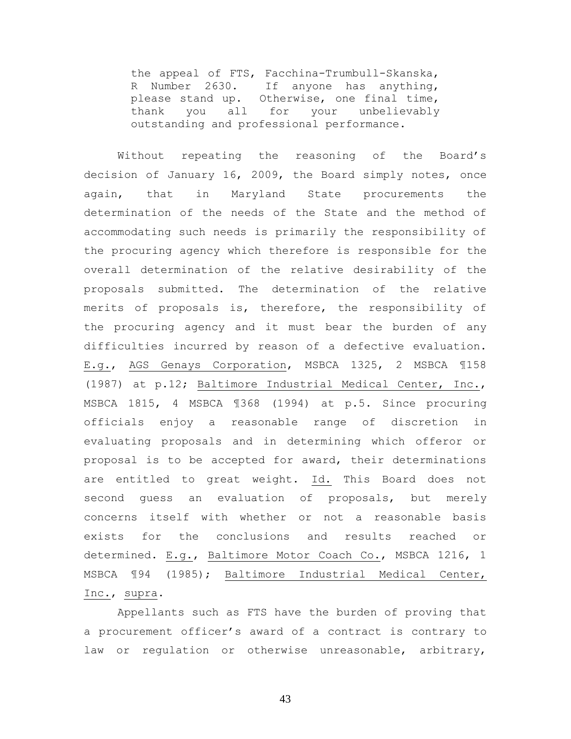> the appeal of FTS, Facchina-Trumbull-Skanska, R Number 2630. If anyone has anything, please stand up. Otherwise, one final time, thank you all for your unbelievably outstanding and professional performance.

Without repeating the reasoning of the Board's decision of January 16, 2009, the Board simply notes, once again, that in Maryland State procurements the determination of the needs of the State and the method of accommodating such needs is primarily the responsibility of the procuring agency which therefore is responsible for the overall determination of the relative desirability of the proposals submitted. The determination of the relative merits of proposals is, therefore, the responsibility of the procuring agency and it must bear the burden of any difficulties incurred by reason of a defective evaluation. E.g., AGS Genays Corporation, MSBCA 1325, 2 MSBCA ¶158 (1987) at p.12; Baltimore Industrial Medical Center, Inc., MSBCA 1815, 4 MSBCA ¶368 (1994) at p.5. Since procuring officials enjoy a reasonable range of discretion in evaluating proposals and in determining which offeror or proposal is to be accepted for award, their determinations are entitled to great weight. Id. This Board does not second guess an evaluation of proposals, but merely concerns itself with whether or not a reasonable basis exists for the conclusions and results reached or determined. E.g., Baltimore Motor Coach Co., MSBCA 1216, 1 MSBCA ¶94 (1985); Baltimore Industrial Medical Center, Inc., supra.

Appellants such as FTS have the burden of proving that a procurement officer's award of a contract is contrary to law or regulation or otherwise unreasonable, arbitrary,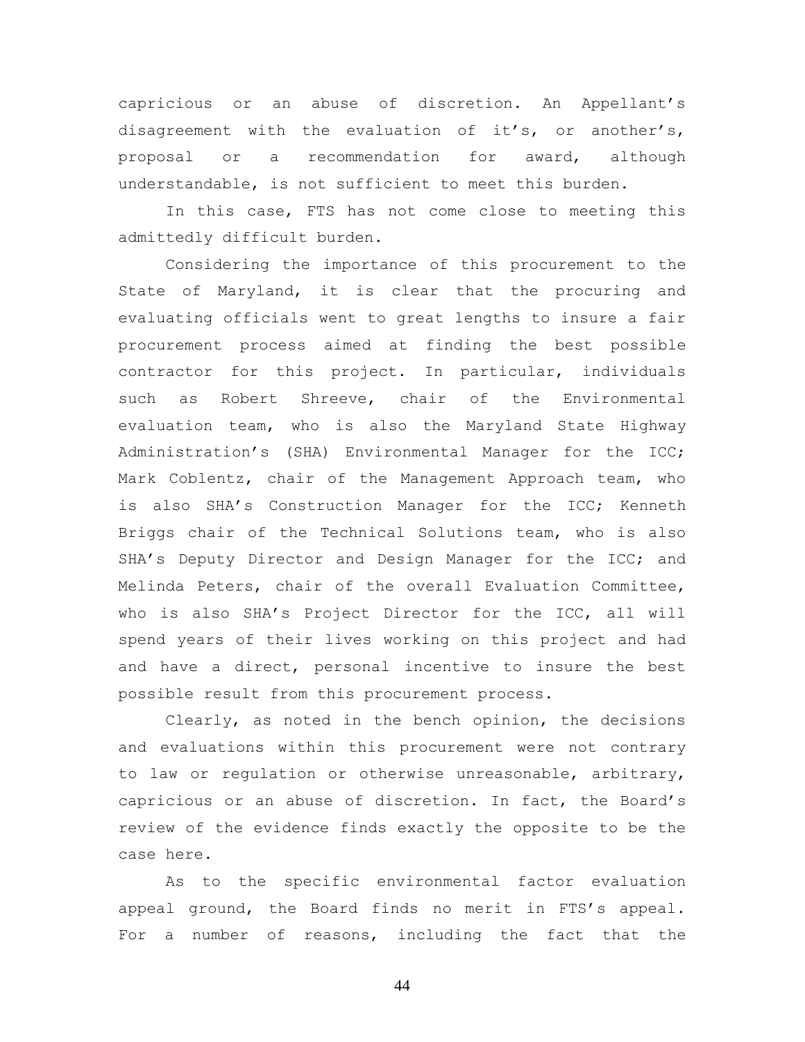capricious or an abuse of discretion. An Appellant's disagreement with the evaluation of it's, or another's, proposal or a recommendation for award, although understandable, is not sufficient to meet this burden.

In this case, FTS has not come close to meeting this admittedly difficult burden.

Considering the importance of this procurement to the State of Maryland, it is clear that the procuring and evaluating officials went to great lengths to insure a fair procurement process aimed at finding the best possible contractor for this project. In particular, individuals such as Robert Shreeve, chair of the Environmental evaluation team, who is also the Maryland State Highway Administration's (SHA) Environmental Manager for the ICC; Mark Coblentz, chair of the Management Approach team, who is also SHA's Construction Manager for the ICC; Kenneth Briggs chair of the Technical Solutions team, who is also SHA's Deputy Director and Design Manager for the ICC; and Melinda Peters, chair of the overall Evaluation Committee, who is also SHA's Project Director for the ICC, all will spend years of their lives working on this project and had and have a direct, personal incentive to insure the best possible result from this procurement process.

Clearly, as noted in the bench opinion, the decisions and evaluations within this procurement were not contrary to law or regulation or otherwise unreasonable, arbitrary, capricious or an abuse of discretion. In fact, the Board's review of the evidence finds exactly the opposite to be the case here.

As to the specific environmental factor evaluation appeal ground, the Board finds no merit in FTS's appeal. For a number of reasons, including the fact that the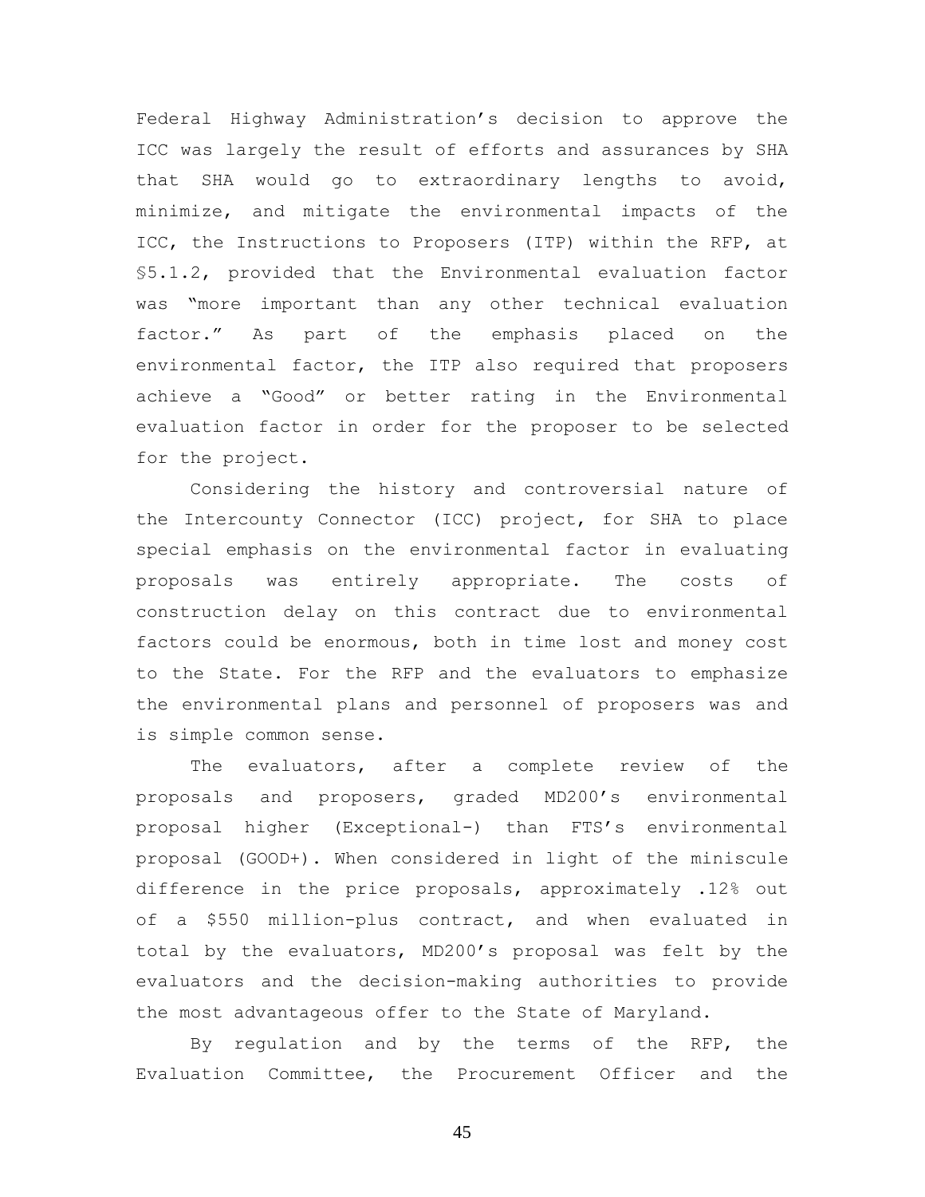Federal Highway Administration's decision to approve the ICC was largely the result of efforts and assurances by SHA that SHA would go to extraordinary lengths to avoid, minimize, and mitigate the environmental impacts of the ICC, the Instructions to Proposers (ITP) within the RFP, at §5.1.2, provided that the Environmental evaluation factor was "more important than any other technical evaluation factor." As part of the emphasis placed on the environmental factor, the ITP also required that proposers achieve a "Good" or better rating in the Environmental evaluation factor in order for the proposer to be selected for the project.

Considering the history and controversial nature of the Intercounty Connector (ICC) project, for SHA to place special emphasis on the environmental factor in evaluating proposals was entirely appropriate. The costs of construction delay on this contract due to environmental factors could be enormous, both in time lost and money cost to the State. For the RFP and the evaluators to emphasize the environmental plans and personnel of proposers was and is simple common sense.

The evaluators, after a complete review of the proposals and proposers, graded MD200's environmental proposal higher (Exceptional-) than FTS's environmental proposal (GOOD+). When considered in light of the miniscule difference in the price proposals, approximately .12% out of a $550 million-plus contract, and when evaluated in total by the evaluators, MD200's proposal was felt by the evaluators and the decision-making authorities to provide the most advantageous offer to the State of Maryland.

By regulation and by the terms of the RFP, the Evaluation Committee, the Procurement Officer and the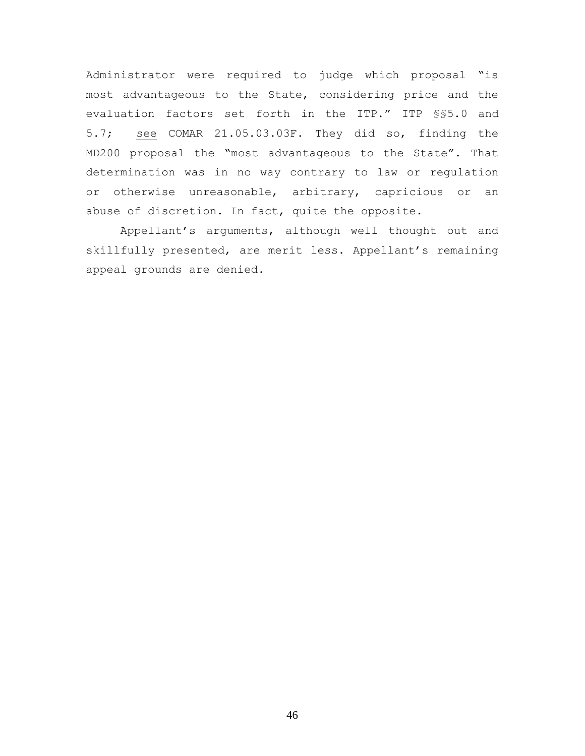Administrator were required to judge which proposal "is most advantageous to the State, considering price and the evaluation factors set forth in the ITP." ITP §§5.0 and 5.7; see COMAR 21.05.03.03F. They did so, finding the MD200 proposal the "most advantageous to the State". That determination was in no way contrary to law or regulation or otherwise unreasonable, arbitrary, capricious or an abuse of discretion. In fact, quite the opposite.

Appellant's arguments, although well thought out and skillfully presented, are merit less. Appellant's remaining appeal grounds are denied.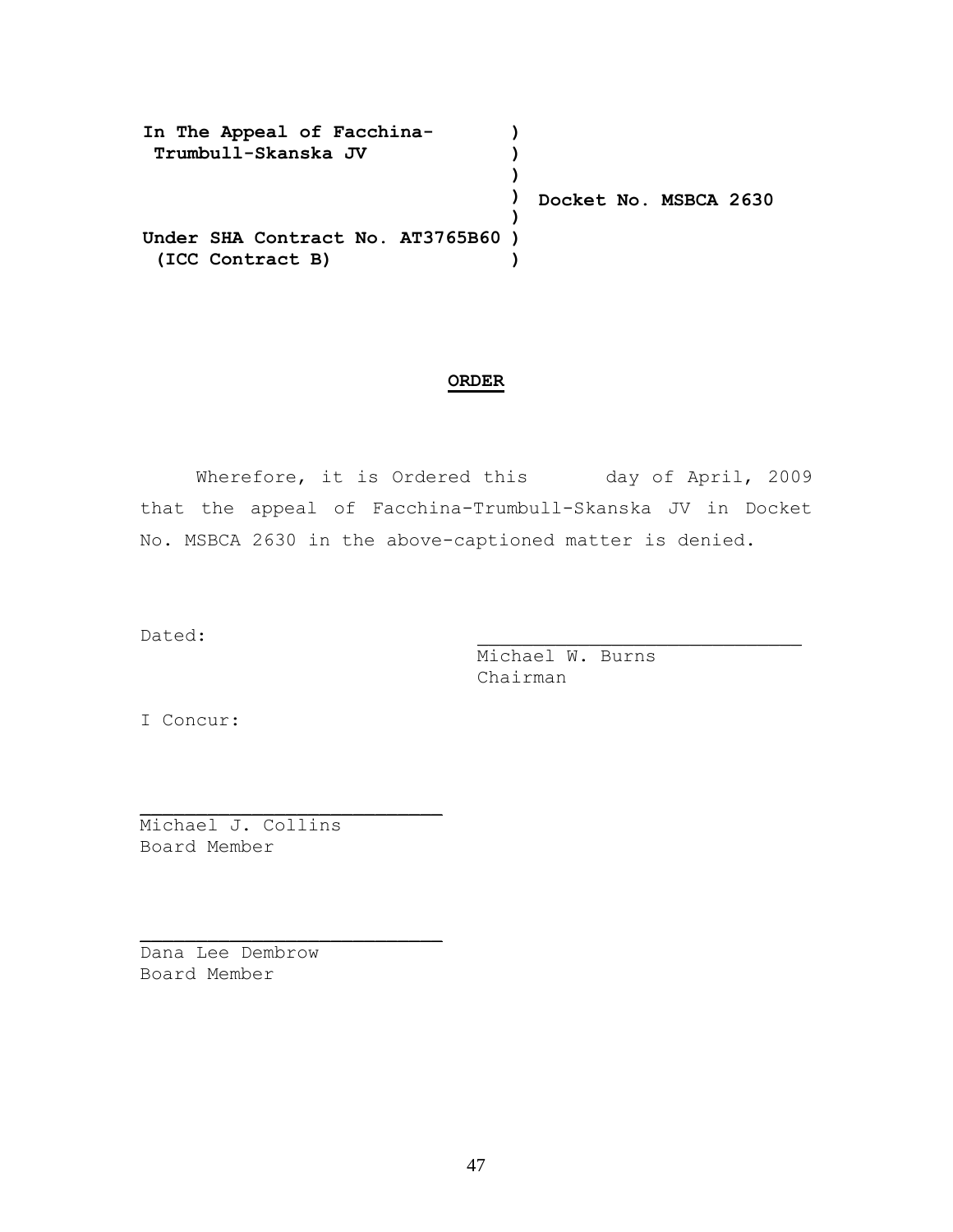**In The Appeal of Facchina-Trumbull-Skanska JV**

**Under SHA Contract No. AT3765B60 (ICC Contract B)**

**Docket No. MSBCA 2630**

## ORDER

Wherefore, it is Ordered this day of April, 2009 that the appeal of Facchina-Trumbull-Skanska JV in Docket No. MSBCA 2630 in the above-captioned matter is denied.

Dated:

\_\_\_\_\_\_\_\_\_\_\_\_\_\_\_\_\_\_\_\_\_\_\_\_\_\_\_\_\_\_
Michael W. Burns
Chairman

I Concur:

\_\_\_\_\_\_\_\_\_\_\_\_\_\_\_\_\_\_\_\_\_\_\_\_\_\_\_\_\_\_
Michael J. Collins
Board Member

\_\_\_\_\_\_\_\_\_\_\_\_\_\_\_\_\_\_\_\_\_\_\_\_\_\_\_\_\_\_
Dana Lee Dembrow
Board Member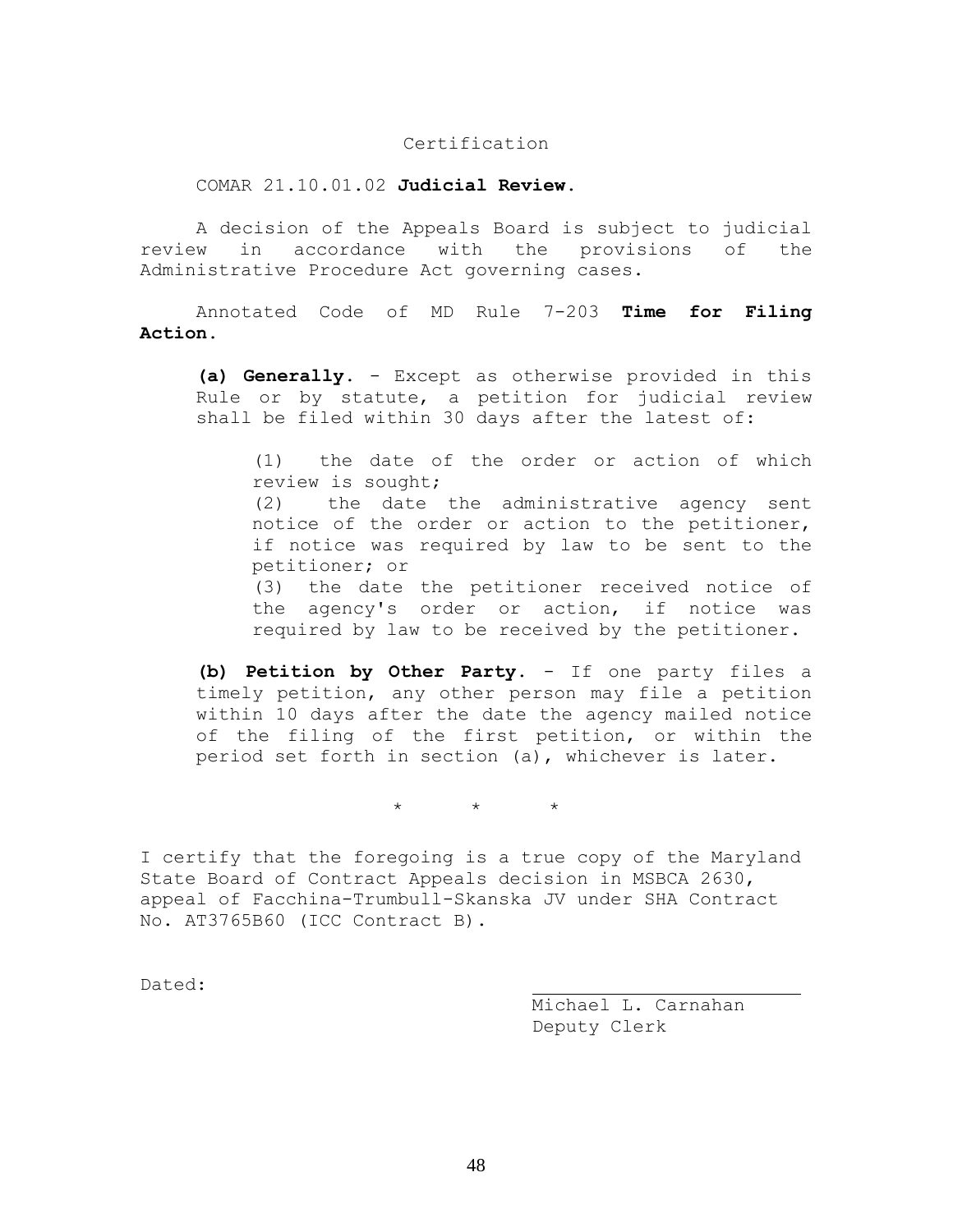Certification

COMAR 21.10.01.02 **Judicial Review.**

A decision of the Appeals Board is subject to judicial review in accordance with the provisions of the Administrative Procedure Act governing cases.

Annotated Code of MD Rule 7-203 **Time for Filing Action.**

> **(a) Generally.** - Except as otherwise provided in this Rule or by statute, a petition for judicial review shall be filed within 30 days after the latest of:
>
> > (1) the date of the order or action of which review is sought;
> > (2) the date the administrative agency sent notice of the order or action to the petitioner, if notice was required by law to be sent to the petitioner; or
> > (3) the date the petitioner received notice of the agency's order or action, if notice was required by law to be received by the petitioner.
>
> **(b) Petition by Other Party.** - If one party files a timely petition, any other person may file a petition within 10 days after the date the agency mailed notice of the filing of the first petition, or within the period set forth in section (a), whichever is later.

\* \* \*

I certify that the foregoing is a true copy of the Maryland State Board of Contract Appeals decision in MSBCA 2630, appeal of Facchina-Trumbull-Skanska JV under SHA Contract No. AT3765B60 (ICC Contract B).

Dated:

Michael L. Carnahan
Deputy Clerk